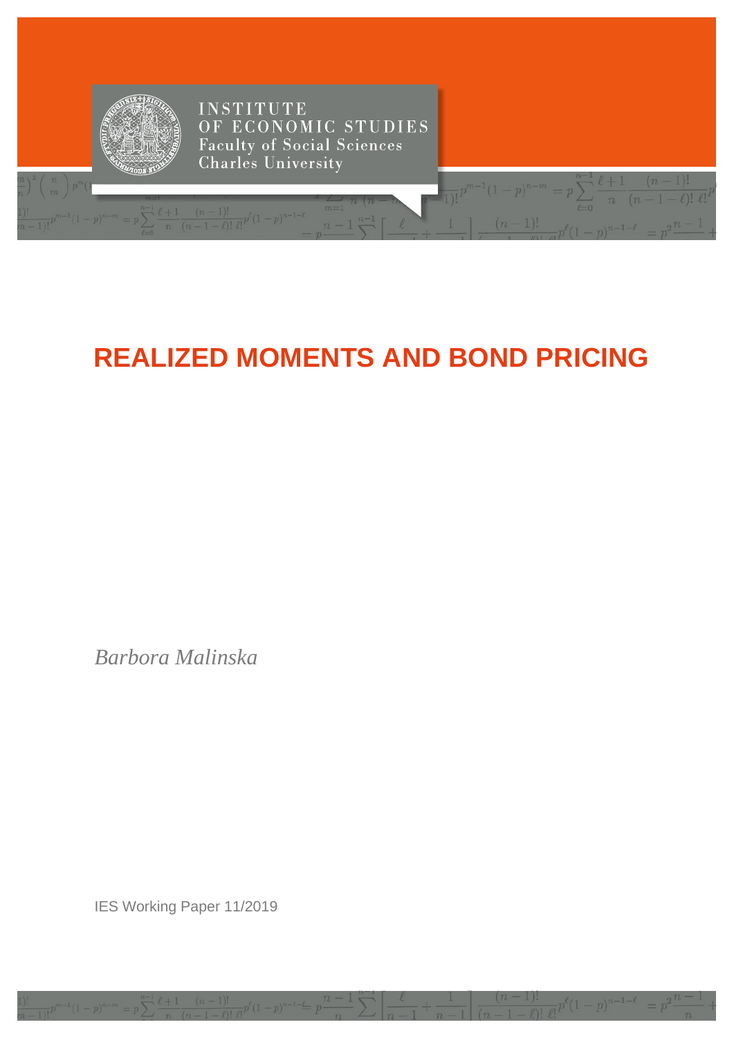INSTITUTE OF ECONOMIC STUDIES
Faculty of Social Sciences
Charles University

# REALIZED MOMENTS AND BOND PRICING

*Barbora Malinska*

IES Working Paper 11/2019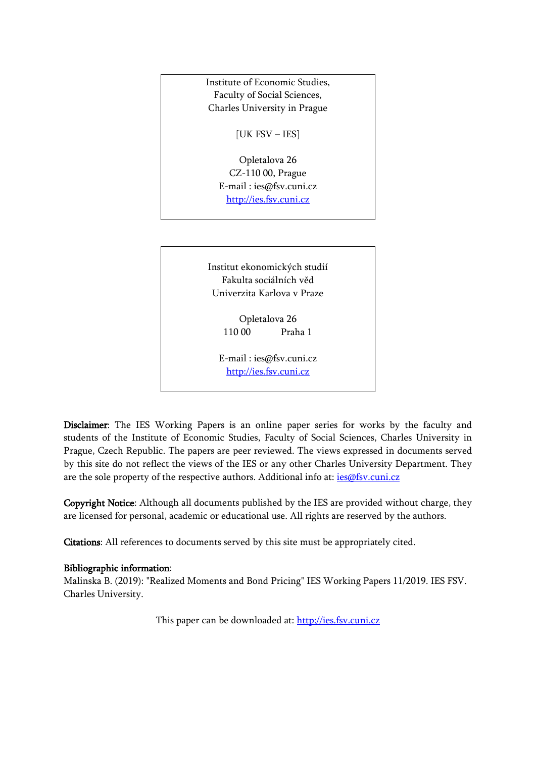Institute of Economic Studies,
Faculty of Social Sciences,
Charles University in Prague

[UK FSV – IES]

Opletalova 26
CZ-110 00, Prague
E-mail : ies@fsv.cuni.cz
http://ies.fsv.cuni.cz

Institut ekonomických studií
Fakulta sociálních věd
Univerzita Karlova v Praze

Opletalova 26
110 00 Praha 1

E-mail : ies@fsv.cuni.cz
http://ies.fsv.cuni.cz

**Disclaimer**: The IES Working Papers is an online paper series for works by the faculty and students of the Institute of Economic Studies, Faculty of Social Sciences, Charles University in Prague, Czech Republic. The papers are peer reviewed. The views expressed in documents served by this site do not reflect the views of the IES or any other Charles University Department. They are the sole property of the respective authors. Additional info at: ies@fsv.cuni.cz

**Copyright Notice**: Although all documents published by the IES are provided without charge, they are licensed for personal, academic or educational use. All rights are reserved by the authors.

**Citations**: All references to documents served by this site must be appropriately cited.

**Bibliographic information**:
Malinska B. (2019): "Realized Moments and Bond Pricing" IES Working Papers 11/2019. IES FSV. Charles University.

This paper can be downloaded at: http://ies.fsv.cuni.cz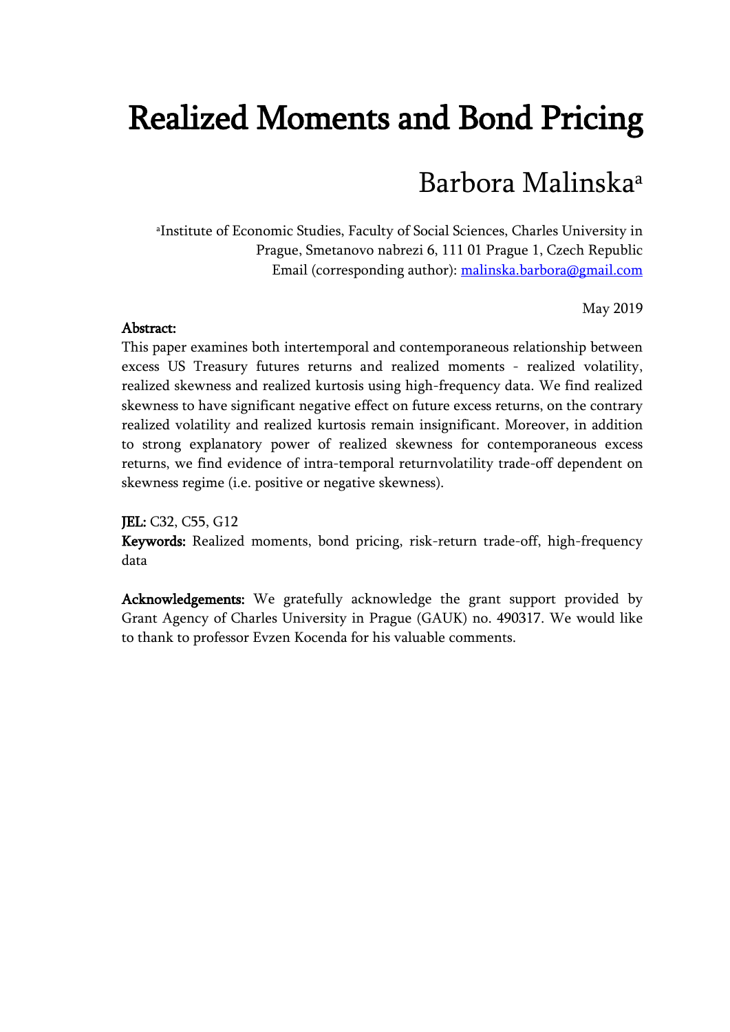# Realized Moments and Bond Pricing

## Barbora Malinska[a]

[a]Institute of Economic Studies, Faculty of Social Sciences, Charles University in Prague, Smetanovo nabrezi 6, 111 01 Prague 1, Czech Republic
Email (corresponding author): malinska.barbora@gmail.com

May 2019

**Abstract:**
This paper examines both intertemporal and contemporaneous relationship between excess US Treasury futures returns and realized moments - realized volatility, realized skewness and realized kurtosis using high-frequency data. We find realized skewness to have significant negative effect on future excess returns, on the contrary realized volatility and realized kurtosis remain insignificant. Moreover, in addition to strong explanatory power of realized skewness for contemporaneous excess returns, we find evidence of intra-temporal returnvolatility trade-off dependent on skewness regime (i.e. positive or negative skewness).

**JEL:** C32, C55, G12
**Keywords:** Realized moments, bond pricing, risk-return trade-off, high-frequency data

**Acknowledgements:** We gratefully acknowledge the grant support provided by Grant Agency of Charles University in Prague (GAUK) no. 490317. We would like to thank to professor Evzen Kocenda for his valuable comments.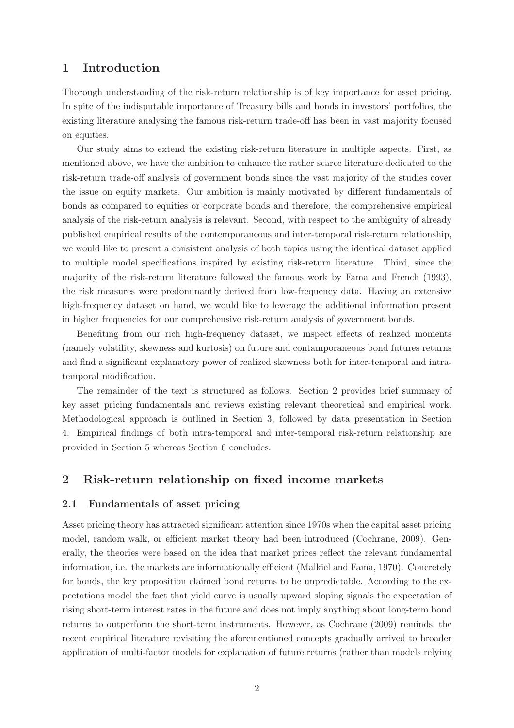# 1 Introduction

Thorough understanding of the risk-return relationship is of key importance for asset pricing. In spite of the indisputable importance of Treasury bills and bonds in investors' portfolios, the existing literature analysing the famous risk-return trade-off has been in vast majority focused on equities.

Our study aims to extend the existing risk-return literature in multiple aspects. First, as mentioned above, we have the ambition to enhance the rather scarce literature dedicated to the risk-return trade-off analysis of government bonds since the vast majority of the studies cover the issue on equity markets. Our ambition is mainly motivated by different fundamentals of bonds as compared to equities or corporate bonds and therefore, the comprehensive empirical analysis of the risk-return analysis is relevant. Second, with respect to the ambiguity of already published empirical results of the contemporaneous and inter-temporal risk-return relationship, we would like to present a consistent analysis of both topics using the identical dataset applied to multiple model specifications inspired by existing risk-return literature. Third, since the majority of the risk-return literature followed the famous work by Fama and French (1993), the risk measures were predominantly derived from low-frequency data. Having an extensive high-frequency dataset on hand, we would like to leverage the additional information present in higher frequencies for our comprehensive risk-return analysis of government bonds.

Benefiting from our rich high-frequency dataset, we inspect effects of realized moments (namely volatility, skewness and kurtosis) on future and contamporaneous bond futures returns and find a significant explanatory power of realized skewness both for inter-temporal and intra-temporal modification.

The remainder of the text is structured as follows. Section 2 provides brief summary of key asset pricing fundamentals and reviews existing relevant theoretical and empirical work. Methodological approach is outlined in Section 3, followed by data presentation in Section 4. Empirical findings of both intra-temporal and inter-temporal risk-return relationship are provided in Section 5 whereas Section 6 concludes.

# 2 Risk-return relationship on fixed income markets

## 2.1 Fundamentals of asset pricing

Asset pricing theory has attracted significant attention since 1970s when the capital asset pricing model, random walk, or efficient market theory had been introduced (Cochrane, 2009). Generally, the theories were based on the idea that market prices reflect the relevant fundamental information, i.e. the markets are informationally efficient (Malkiel and Fama, 1970). Concretely for bonds, the key proposition claimed bond returns to be unpredictable. According to the expectations model the fact that yield curve is usually upward sloping signals the expectation of rising short-term interest rates in the future and does not imply anything about long-term bond returns to outperform the short-term instruments. However, as Cochrane (2009) reminds, the recent empirical literature revisiting the aforementioned concepts gradually arrived to broader application of multi-factor models for explanation of future returns (rather than models relying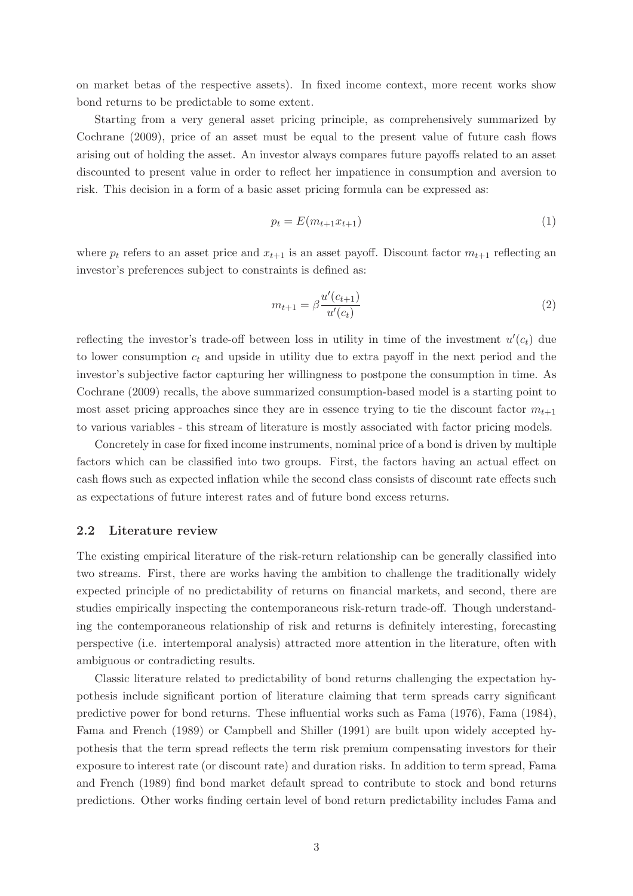on market betas of the respective assets). In fixed income context, more recent works show bond returns to be predictable to some extent.

Starting from a very general asset pricing principle, as comprehensively summarized by Cochrane (2009), price of an asset must be equal to the present value of future cash flows arising out of holding the asset. An investor always compares future payoffs related to an asset discounted to present value in order to reflect her impatience in consumption and aversion to risk. This decision in a form of a basic asset pricing formula can be expressed as:

$$p_t = E(m_{t+1}x_{t+1}) \tag{1}$$

where $p_t$ refers to an asset price and $x_{t+1}$ is an asset payoff. Discount factor $m_{t+1}$ reflecting an investor's preferences subject to constraints is defined as:

$$m_{t+1} = \beta \frac{u'(c_{t+1})}{u'(c_t)} \tag{2}$$

reflecting the investor's trade-off between loss in utility in time of the investment $u'(c_t)$ due to lower consumption $c_t$ and upside in utility due to extra payoff in the next period and the investor's subjective factor capturing her willingness to postpone the consumption in time. As Cochrane (2009) recalls, the above summarized consumption-based model is a starting point to most asset pricing approaches since they are in essence trying to tie the discount factor $m_{t+1}$ to various variables - this stream of literature is mostly associated with factor pricing models.

Concretely in case for fixed income instruments, nominal price of a bond is driven by multiple factors which can be classified into two groups. First, the factors having an actual effect on cash flows such as expected inflation while the second class consists of discount rate effects such as expectations of future interest rates and of future bond excess returns.

### 2.2 Literature review

The existing empirical literature of the risk-return relationship can be generally classified into two streams. First, there are works having the ambition to challenge the traditionally widely expected principle of no predictability of returns on financial markets, and second, there are studies empirically inspecting the contemporaneous risk-return trade-off. Though understanding the contemporaneous relationship of risk and returns is definitely interesting, forecasting perspective (i.e. intertemporal analysis) attracted more attention in the literature, often with ambiguous or contradicting results.

Classic literature related to predictability of bond returns challenging the expectation hypothesis include significant portion of literature claiming that term spreads carry significant predictive power for bond returns. These influential works such as Fama (1976), Fama (1984), Fama and French (1989) or Campbell and Shiller (1991) are built upon widely accepted hypothesis that the term spread reflects the term risk premium compensating investors for their exposure to interest rate (or discount rate) and duration risks. In addition to term spread, Fama and French (1989) find bond market default spread to contribute to stock and bond returns predictions. Other works finding certain level of bond return predictability includes Fama and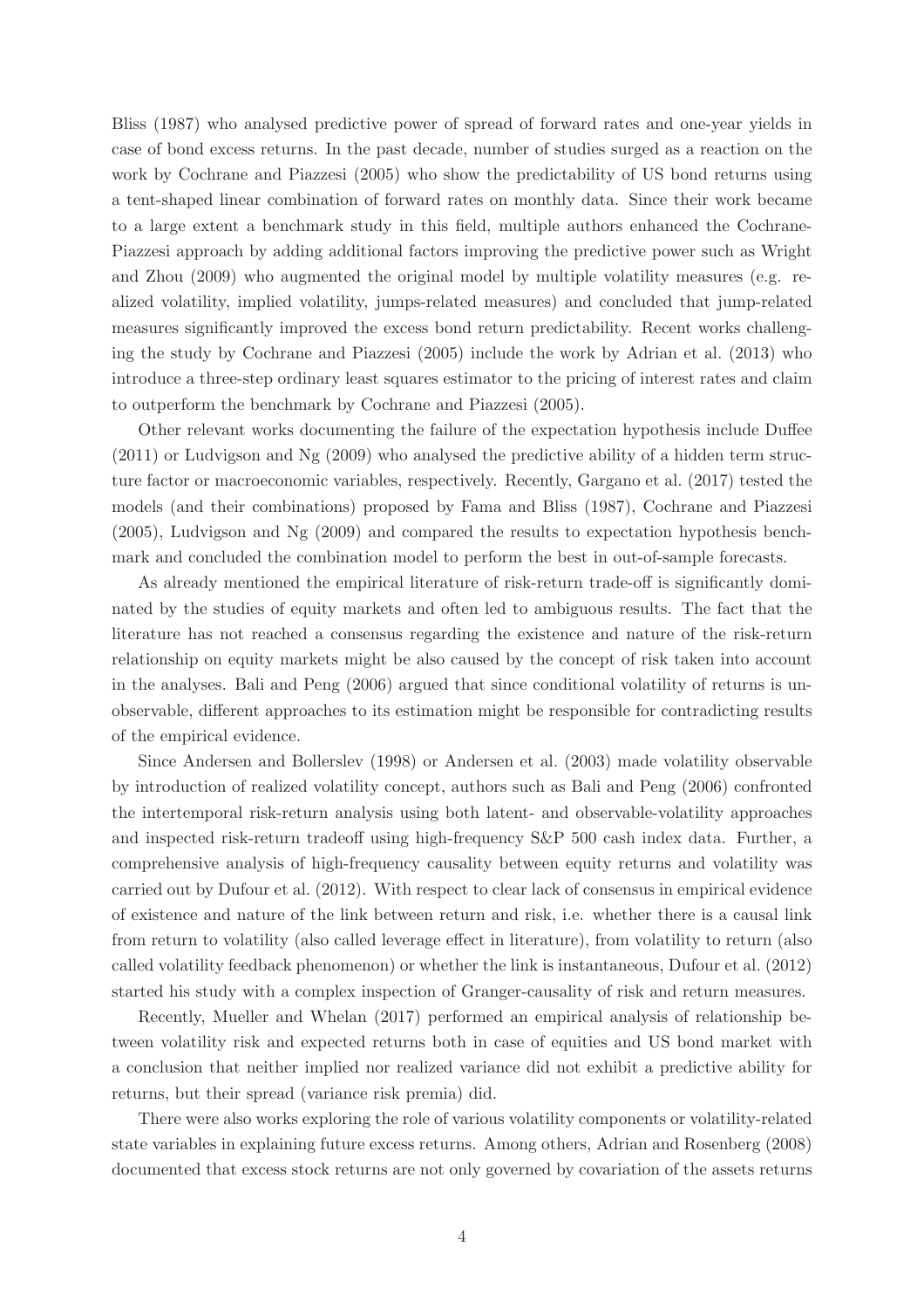Bliss (1987) who analysed predictive power of spread of forward rates and one-year yields in case of bond excess returns. In the past decade, number of studies surged as a reaction on the work by Cochrane and Piazzesi (2005) who show the predictability of US bond returns using a tent-shaped linear combination of forward rates on monthly data. Since their work became to a large extent a benchmark study in this field, multiple authors enhanced the Cochrane-Piazzesi approach by adding additional factors improving the predictive power such as Wright and Zhou (2009) who augmented the original model by multiple volatility measures (e.g. realized volatility, implied volatility, jumps-related measures) and concluded that jump-related measures significantly improved the excess bond return predictability. Recent works challenging the study by Cochrane and Piazzesi (2005) include the work by Adrian et al. (2013) who introduce a three-step ordinary least squares estimator to the pricing of interest rates and claim to outperform the benchmark by Cochrane and Piazzesi (2005).

Other relevant works documenting the failure of the expectation hypothesis include Duffee (2011) or Ludvigson and Ng (2009) who analysed the predictive ability of a hidden term structure factor or macroeconomic variables, respectively. Recently, Gargano et al. (2017) tested the models (and their combinations) proposed by Fama and Bliss (1987), Cochrane and Piazzesi (2005), Ludvigson and Ng (2009) and compared the results to expectation hypothesis benchmark and concluded the combination model to perform the best in out-of-sample forecasts.

As already mentioned the empirical literature of risk-return trade-off is significantly dominated by the studies of equity markets and often led to ambiguous results. The fact that the literature has not reached a consensus regarding the existence and nature of the risk-return relationship on equity markets might be also caused by the concept of risk taken into account in the analyses. Bali and Peng (2006) argued that since conditional volatility of returns is unobservable, different approaches to its estimation might be responsible for contradicting results of the empirical evidence.

Since Andersen and Bollerslev (1998) or Andersen et al. (2003) made volatility observable by introduction of realized volatility concept, authors such as Bali and Peng (2006) confronted the intertemporal risk-return analysis using both latent- and observable-volatility approaches and inspected risk-return tradeoff using high-frequency S&P 500 cash index data. Further, a comprehensive analysis of high-frequency causality between equity returns and volatility was carried out by Dufour et al. (2012). With respect to clear lack of consensus in empirical evidence of existence and nature of the link between return and risk, i.e. whether there is a causal link from return to volatility (also called leverage effect in literature), from volatility to return (also called volatility feedback phenomenon) or whether the link is instantaneous, Dufour et al. (2012) started his study with a complex inspection of Granger-causality of risk and return measures.

Recently, Mueller and Whelan (2017) performed an empirical analysis of relationship between volatility risk and expected returns both in case of equities and US bond market with a conclusion that neither implied nor realized variance did not exhibit a predictive ability for returns, but their spread (variance risk premia) did.

There were also works exploring the role of various volatility components or volatility-related state variables in explaining future excess returns. Among others, Adrian and Rosenberg (2008) documented that excess stock returns are not only governed by covariation of the assets returns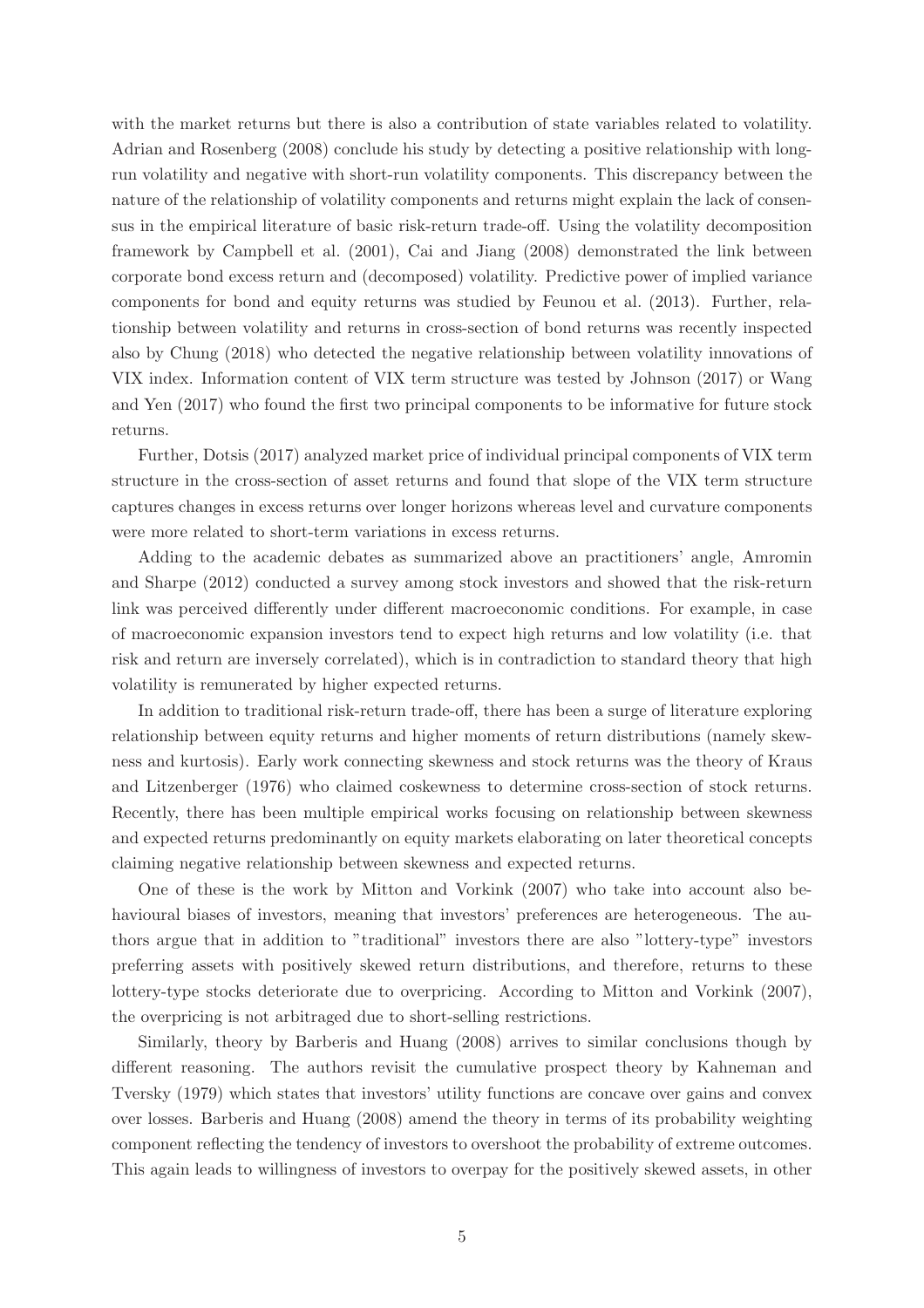with the market returns but there is also a contribution of state variables related to volatility. Adrian and Rosenberg (2008) conclude his study by detecting a positive relationship with long-run volatility and negative with short-run volatility components. This discrepancy between the nature of the relationship of volatility components and returns might explain the lack of consensus in the empirical literature of basic risk-return trade-off. Using the volatility decomposition framework by Campbell et al. (2001), Cai and Jiang (2008) demonstrated the link between corporate bond excess return and (decomposed) volatility. Predictive power of implied variance components for bond and equity returns was studied by Feunou et al. (2013). Further, relationship between volatility and returns in cross-section of bond returns was recently inspected also by Chung (2018) who detected the negative relationship between volatility innovations of VIX index. Information content of VIX term structure was tested by Johnson (2017) or Wang and Yen (2017) who found the first two principal components to be informative for future stock returns.

Further, Dotsis (2017) analyzed market price of individual principal components of VIX term structure in the cross-section of asset returns and found that slope of the VIX term structure captures changes in excess returns over longer horizons whereas level and curvature components were more related to short-term variations in excess returns.

Adding to the academic debates as summarized above an practitioners' angle, Amromin and Sharpe (2012) conducted a survey among stock investors and showed that the risk-return link was perceived differently under different macroeconomic conditions. For example, in case of macroeconomic expansion investors tend to expect high returns and low volatility (i.e. that risk and return are inversely correlated), which is in contradiction to standard theory that high volatility is remunerated by higher expected returns.

In addition to traditional risk-return trade-off, there has been a surge of literature exploring relationship between equity returns and higher moments of return distributions (namely skewness and kurtosis). Early work connecting skewness and stock returns was the theory of Kraus and Litzenberger (1976) who claimed coskewness to determine cross-section of stock returns. Recently, there has been multiple empirical works focusing on relationship between skewness and expected returns predominantly on equity markets elaborating on later theoretical concepts claiming negative relationship between skewness and expected returns.

One of these is the work by Mitton and Vorkink (2007) who take into account also behavioural biases of investors, meaning that investors' preferences are heterogeneous. The authors argue that in addition to "traditional" investors there are also "lottery-type" investors preferring assets with positively skewed return distributions, and therefore, returns to these lottery-type stocks deteriorate due to overpricing. According to Mitton and Vorkink (2007), the overpricing is not arbitraged due to short-selling restrictions.

Similarly, theory by Barberis and Huang (2008) arrives to similar conclusions though by different reasoning. The authors revisit the cumulative prospect theory by Kahneman and Tversky (1979) which states that investors' utility functions are concave over gains and convex over losses. Barberis and Huang (2008) amend the theory in terms of its probability weighting component reflecting the tendency of investors to overshoot the probability of extreme outcomes. This again leads to willingness of investors to overpay for the positively skewed assets, in other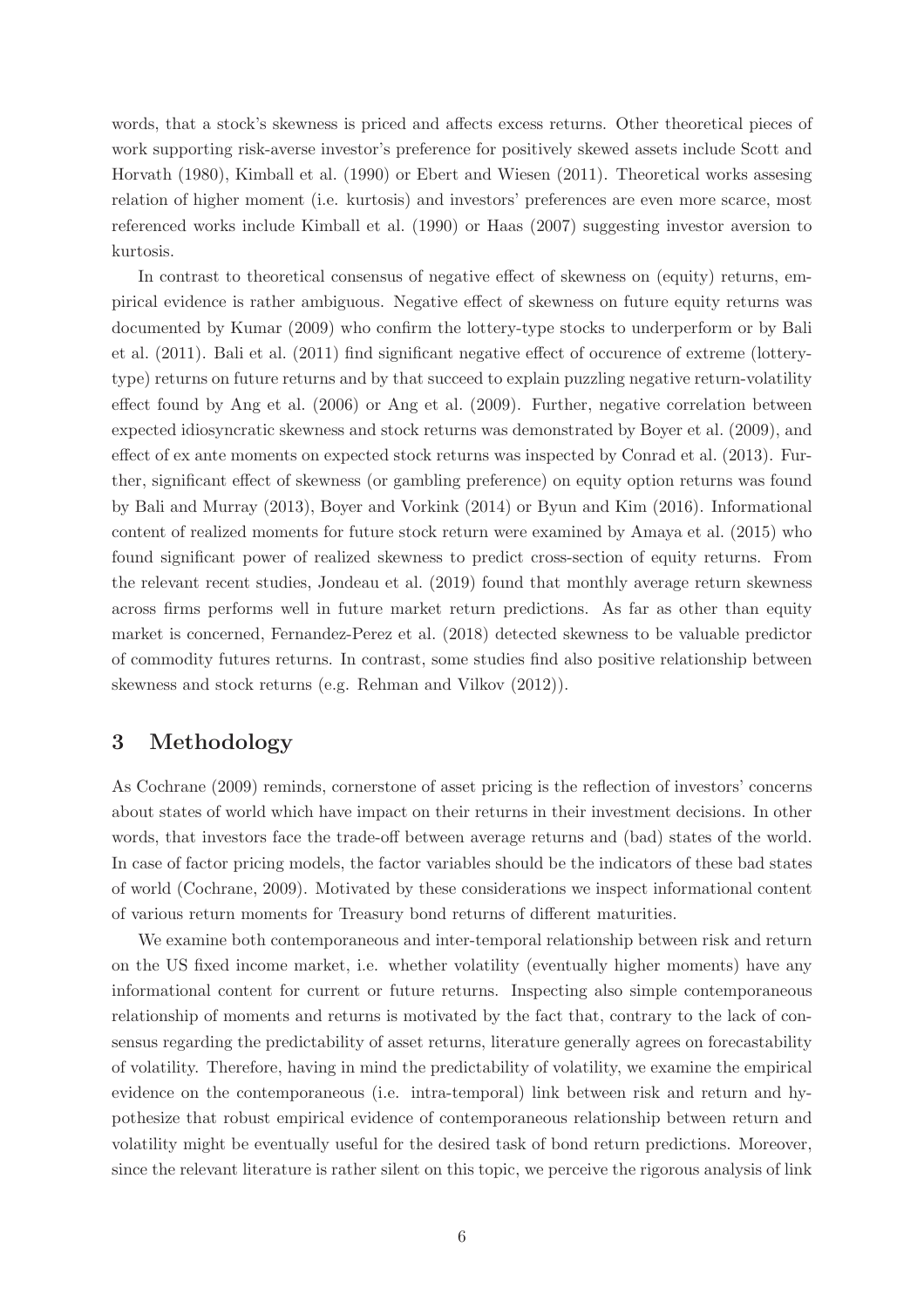words, that a stock's skewness is priced and affects excess returns. Other theoretical pieces of work supporting risk-averse investor's preference for positively skewed assets include Scott and Horvath (1980), Kimball et al. (1990) or Ebert and Wiesen (2011). Theoretical works assesing relation of higher moment (i.e. kurtosis) and investors' preferences are even more scarce, most referenced works include Kimball et al. (1990) or Haas (2007) suggesting investor aversion to kurtosis.

In contrast to theoretical consensus of negative effect of skewness on (equity) returns, empirical evidence is rather ambiguous. Negative effect of skewness on future equity returns was documented by Kumar (2009) who confirm the lottery-type stocks to underperform or by Bali et al. (2011). Bali et al. (2011) find significant negative effect of occurence of extreme (lottery-type) returns on future returns and by that succeed to explain puzzling negative return-volatility effect found by Ang et al. (2006) or Ang et al. (2009). Further, negative correlation between expected idiosyncratic skewness and stock returns was demonstrated by Boyer et al. (2009), and effect of ex ante moments on expected stock returns was inspected by Conrad et al. (2013). Further, significant effect of skewness (or gambling preference) on equity option returns was found by Bali and Murray (2013), Boyer and Vorkink (2014) or Byun and Kim (2016). Informational content of realized moments for future stock return were examined by Amaya et al. (2015) who found significant power of realized skewness to predict cross-section of equity returns. From the relevant recent studies, Jondeau et al. (2019) found that monthly average return skewness across firms performs well in future market return predictions. As far as other than equity market is concerned, Fernandez-Perez et al. (2018) detected skewness to be valuable predictor of commodity futures returns. In contrast, some studies find also positive relationship between skewness and stock returns (e.g. Rehman and Vilkov (2012)).

# 3 Methodology

As Cochrane (2009) reminds, cornerstone of asset pricing is the reflection of investors' concerns about states of world which have impact on their returns in their investment decisions. In other words, that investors face the trade-off between average returns and (bad) states of the world. In case of factor pricing models, the factor variables should be the indicators of these bad states of world (Cochrane, 2009). Motivated by these considerations we inspect informational content of various return moments for Treasury bond returns of different maturities.

We examine both contemporaneous and inter-temporal relationship between risk and return on the US fixed income market, i.e. whether volatility (eventually higher moments) have any informational content for current or future returns. Inspecting also simple contemporaneous relationship of moments and returns is motivated by the fact that, contrary to the lack of consensus regarding the predictability of asset returns, literature generally agrees on forecastability of volatility. Therefore, having in mind the predictability of volatility, we examine the empirical evidence on the contemporaneous (i.e. intra-temporal) link between risk and return and hypothesize that robust empirical evidence of contemporaneous relationship between return and volatility might be eventually useful for the desired task of bond return predictions. Moreover, since the relevant literature is rather silent on this topic, we perceive the rigorous analysis of link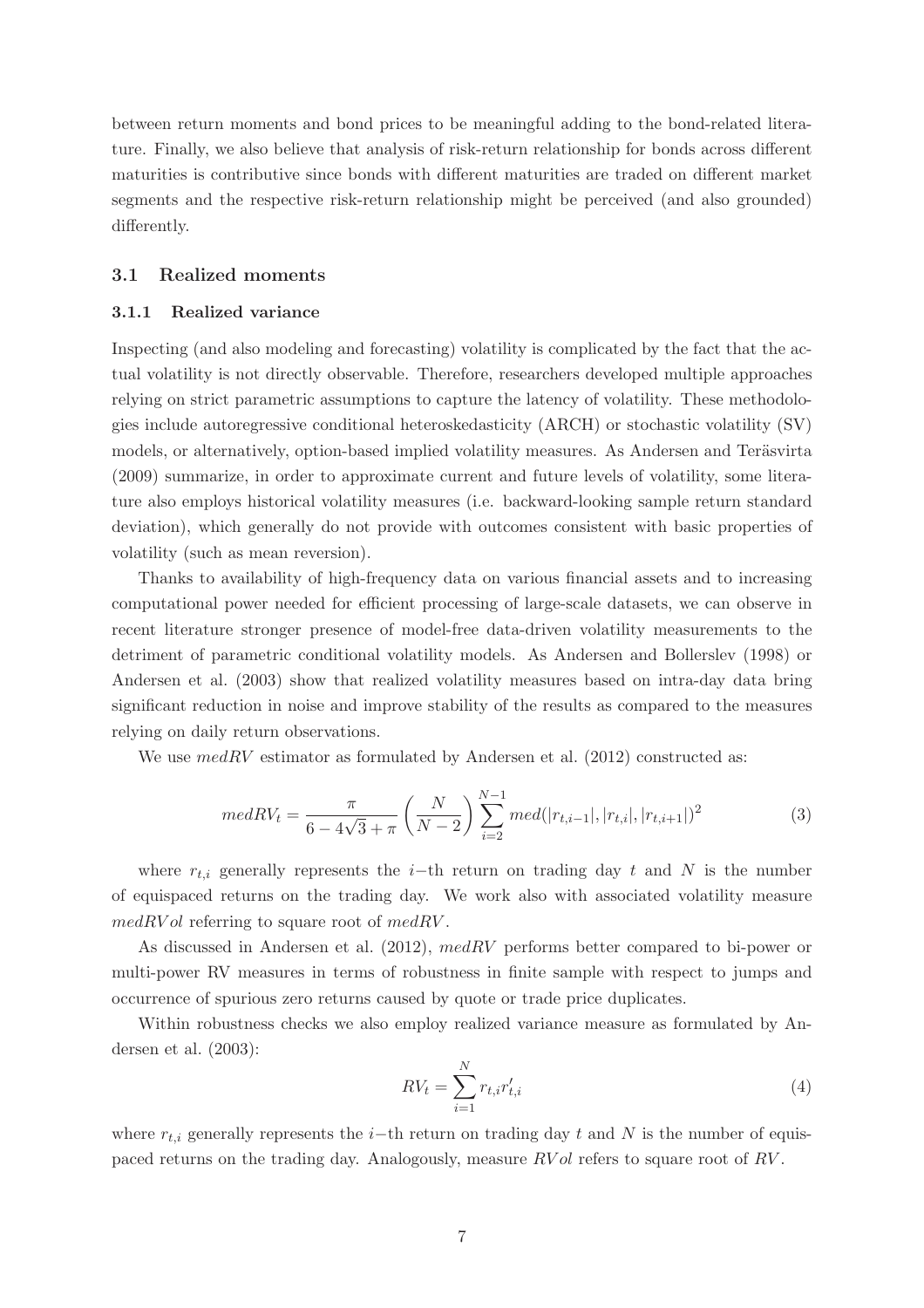between return moments and bond prices to be meaningful adding to the bond-related literature. Finally, we also believe that analysis of risk-return relationship for bonds across different maturities is contributive since bonds with different maturities are traded on different market segments and the respective risk-return relationship might be perceived (and also grounded) differently.

## 3.1 Realized moments

### 3.1.1 Realized variance

Inspecting (and also modeling and forecasting) volatility is complicated by the fact that the actual volatility is not directly observable. Therefore, researchers developed multiple approaches relying on strict parametric assumptions to capture the latency of volatility. These methodologies include autoregressive conditional heteroskedasticity (ARCH) or stochastic volatility (SV) models, or alternatively, option-based implied volatility measures. As Andersen and Teräsvirta (2009) summarize, in order to approximate current and future levels of volatility, some literature also employs historical volatility measures (i.e. backward-looking sample return standard deviation), which generally do not provide with outcomes consistent with basic properties of volatility (such as mean reversion).

Thanks to availability of high-frequency data on various financial assets and to increasing computational power needed for efficient processing of large-scale datasets, we can observe in recent literature stronger presence of model-free data-driven volatility measurements to the detriment of parametric conditional volatility models. As Andersen and Bollerslev (1998) or Andersen et al. (2003) show that realized volatility measures based on intra-day data bring significant reduction in noise and improve stability of the results as compared to the measures relying on daily return observations.

We use $medRV$ estimator as formulated by Andersen et al. (2012) constructed as:

$$medRV_t = \frac{\pi}{6 - 4\sqrt{3} + \pi} \left( \frac{N}{N-2} \right) \sum_{i=2}^{N-1} med(|r_{t,i-1}|, |r_{t,i}|, |r_{t,i+1}|)^2 \tag{3}$$

where $r_{t,i}$ generally represents the $i-$th return on trading day $t$ and $N$ is the number of equispaced returns on the trading day. We work also with associated volatility measure $medRVol$ referring to square root of $medRV$.

As discussed in Andersen et al. (2012), $medRV$ performs better compared to bi-power or multi-power RV measures in terms of robustness in finite sample with respect to jumps and occurrence of spurious zero returns caused by quote or trade price duplicates.

Within robustness checks we also employ realized variance measure as formulated by Andersen et al. (2003):

$$RV_t = \sum_{i=1}^{N} r_{t,i} r'_{t,i} \tag{4}$$

where $r_{t,i}$ generally represents the $i-$th return on trading day $t$ and $N$ is the number of equispaced returns on the trading day. Analogously, measure $RVol$ refers to square root of $RV$.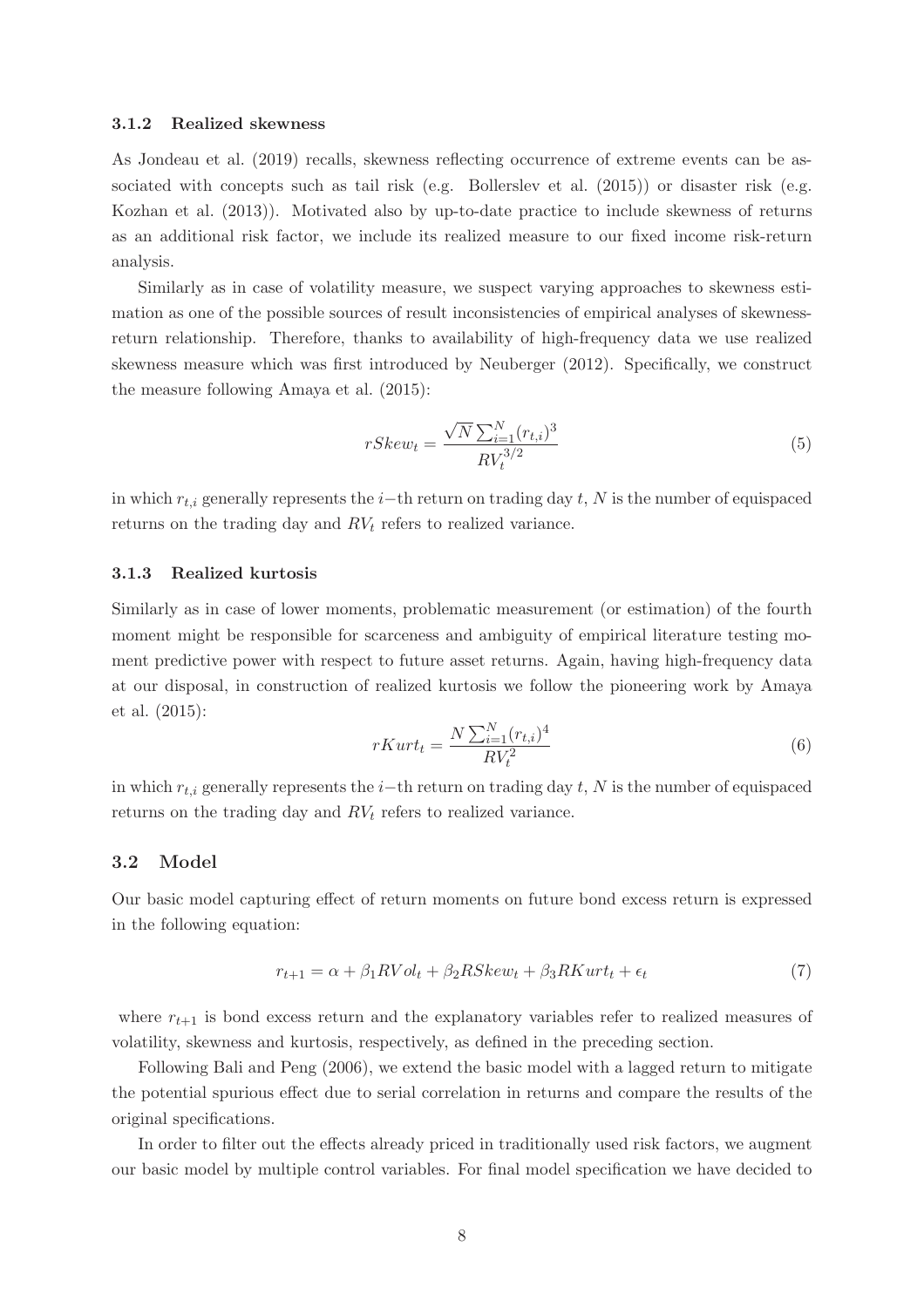#### 3.1.2 Realized skewness

As Jondeau et al. (2019) recalls, skewness reflecting occurrence of extreme events can be associated with concepts such as tail risk (e.g. Bollerslev et al. (2015)) or disaster risk (e.g. Kozhan et al. (2013)). Motivated also by up-to-date practice to include skewness of returns as an additional risk factor, we include its realized measure to our fixed income risk-return analysis.

Similarly as in case of volatility measure, we suspect varying approaches to skewness estimation as one of the possible sources of result inconsistencies of empirical analyses of skewness-return relationship. Therefore, thanks to availability of high-frequency data we use realized skewness measure which was first introduced by Neuberger (2012). Specifically, we construct the measure following Amaya et al. (2015):

$$rSkew_t = \frac{\sqrt{N}\sum_{i=1}^{N}(r_{t,i})^3}{RV_t^{3/2}} \tag{5}$$

in which $r_{t,i}$ generally represents the $i-$th return on trading day $t$, $N$ is the number of equispaced returns on the trading day and $RV_t$ refers to realized variance.

#### 3.1.3 Realized kurtosis

Similarly as in case of lower moments, problematic measurement (or estimation) of the fourth moment might be responsible for scarceness and ambiguity of empirical literature testing moment predictive power with respect to future asset returns. Again, having high-frequency data at our disposal, in construction of realized kurtosis we follow the pioneering work by Amaya et al. (2015):

$$rKurt_t = \frac{N\sum_{i=1}^{N}(r_{t,i})^4}{RV_t^2} \tag{6}$$

in which $r_{t,i}$ generally represents the $i-$th return on trading day $t$, $N$ is the number of equispaced returns on the trading day and $RV_t$ refers to realized variance.

### 3.2 Model

Our basic model capturing effect of return moments on future bond excess return is expressed in the following equation:

$$r_{t+1} = \alpha + \beta_1 RVol_t + \beta_2 RSkew_t + \beta_3 RKurt_t + \epsilon_t \tag{7}$$

where $r_{t+1}$ is bond excess return and the explanatory variables refer to realized measures of volatility, skewness and kurtosis, respectively, as defined in the preceding section.

Following Bali and Peng (2006), we extend the basic model with a lagged return to mitigate the potential spurious effect due to serial correlation in returns and compare the results of the original specifications.

In order to filter out the effects already priced in traditionally used risk factors, we augment our basic model by multiple control variables. For final model specification we have decided to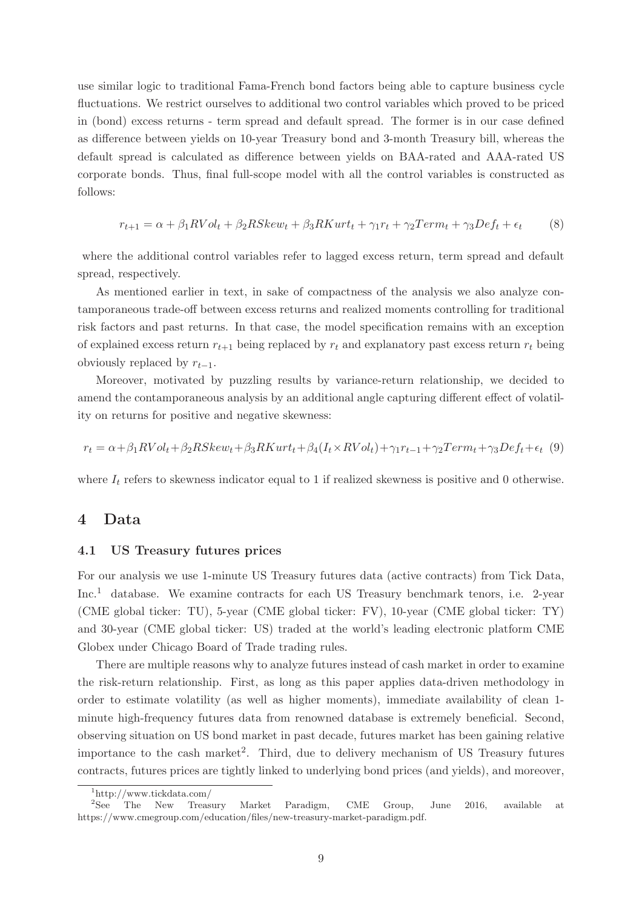use similar logic to traditional Fama-French bond factors being able to capture business cycle fluctuations. We restrict ourselves to additional two control variables which proved to be priced in (bond) excess returns - term spread and default spread. The former is in our case defined as difference between yields on 10-year Treasury bond and 3-month Treasury bill, whereas the default spread is calculated as difference between yields on BAA-rated and AAA-rated US corporate bonds. Thus, final full-scope model with all the control variables is constructed as follows:

$$r_{t+1} = \alpha + \beta_1 RVol_t + \beta_2 RSkew_t + \beta_3 RKurt_t + \gamma_1 r_t + \gamma_2 Term_t + \gamma_3 Def_t + \epsilon_t \tag{8}$$

where the additional control variables refer to lagged excess return, term spread and default spread, respectively.

As mentioned earlier in text, in sake of compactness of the analysis we also analyze contamporaneous trade-off between excess returns and realized moments controlling for traditional risk factors and past returns. In that case, the model specification remains with an exception of explained excess return $r_{t+1}$ being replaced by $r_t$ and explanatory past excess return $r_t$ being obviously replaced by $r_{t-1}$.

Moreover, motivated by puzzling results by variance-return relationship, we decided to amend the contamporaneous analysis by an additional angle capturing different effect of volatility on returns for positive and negative skewness:

$$r_t = \alpha + \beta_1 RVol_t + \beta_2 RSkew_t + \beta_3 RKurt_t + \beta_4 (I_t \times RVol_t) + \gamma_1 r_{t-1} + \gamma_2 Term_t + \gamma_3 Def_t + \epsilon_t \tag{9}$$

where $I_t$ refers to skewness indicator equal to 1 if realized skewness is positive and 0 otherwise.

# 4 Data

## 4.1 US Treasury futures prices

For our analysis we use 1-minute US Treasury futures data (active contracts) from Tick Data, Inc.[1] database. We examine contracts for each US Treasury benchmark tenors, i.e. 2-year (CME global ticker: TU), 5-year (CME global ticker: FV), 10-year (CME global ticker: TY) and 30-year (CME global ticker: US) traded at the world's leading electronic platform CME Globex under Chicago Board of Trade trading rules.

There are multiple reasons why to analyze futures instead of cash market in order to examine the risk-return relationship. First, as long as this paper applies data-driven methodology in order to estimate volatility (as well as higher moments), immediate availability of clean 1-minute high-frequency futures data from renowned database is extremely beneficial. Second, observing situation on US bond market in past decade, futures market has been gaining relative importance to the cash market[2]. Third, due to delivery mechanism of US Treasury futures contracts, futures prices are tightly linked to underlying bond prices (and yields), and moreover,

[1] http://www.tickdata.com/

[2] See The New Treasury Market Paradigm, CME Group, June 2016, available at https://www.cmegroup.com/education/files/new-treasury-market-paradigm.pdf.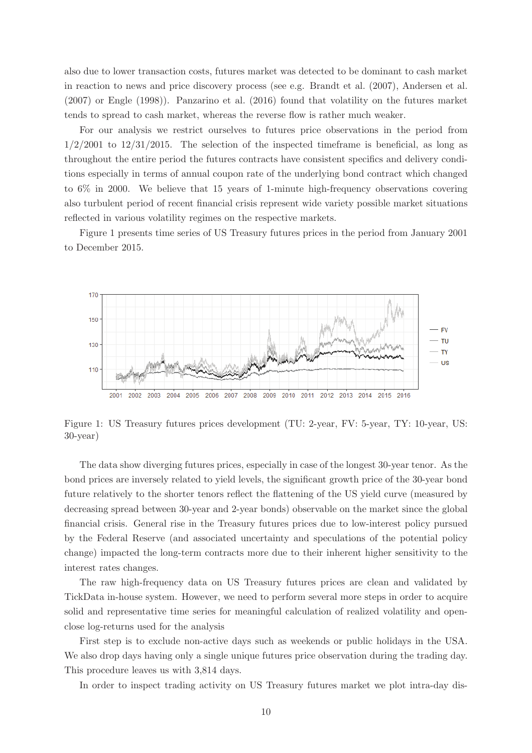also due to lower transaction costs, futures market was detected to be dominant to cash market in reaction to news and price discovery process (see e.g. Brandt et al. (2007), Andersen et al. (2007) or Engle (1998)). Panzarino et al. (2016) found that volatility on the futures market tends to spread to cash market, whereas the reverse flow is rather much weaker.

For our analysis we restrict ourselves to futures price observations in the period from 1/2/2001 to 12/31/2015. The selection of the inspected timeframe is beneficial, as long as throughout the entire period the futures contracts have consistent specifics and delivery conditions especially in terms of annual coupon rate of the underlying bond contract which changed to 6% in 2000. We believe that 15 years of 1-minute high-frequency observations covering also turbulent period of recent financial crisis represent wide variety possible market situations reflected in various volatility regimes on the respective markets.

Figure 1 presents time series of US Treasury futures prices in the period from January 2001 to December 2015.

Figure 1: US Treasury futures prices development (TU: 2-year, FV: 5-year, TY: 10-year, US: 30-year)

The data show diverging futures prices, especially in case of the longest 30-year tenor. As the bond prices are inversely related to yield levels, the significant growth price of the 30-year bond future relatively to the shorter tenors reflect the flattening of the US yield curve (measured by decreasing spread between 30-year and 2-year bonds) observable on the market since the global financial crisis. General rise in the Treasury futures prices due to low-interest policy pursued by the Federal Reserve (and associated uncertainty and speculations of the potential policy change) impacted the long-term contracts more due to their inherent higher sensitivity to the interest rates changes.

The raw high-frequency data on US Treasury futures prices are clean and validated by TickData in-house system. However, we need to perform several more steps in order to acquire solid and representative time series for meaningful calculation of realized volatility and open-close log-returns used for the analysis

First step is to exclude non-active days such as weekends or public holidays in the USA. We also drop days having only a single unique futures price observation during the trading day. This procedure leaves us with 3,814 days.

In order to inspect trading activity on US Treasury futures market we plot intra-day dis-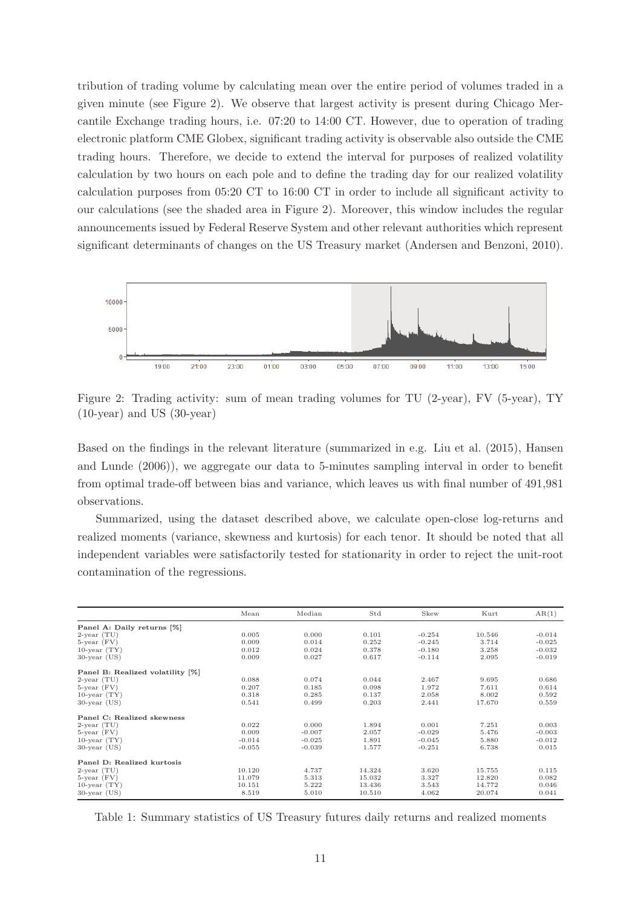tribution of trading volume by calculating mean over the entire period of volumes traded in a given minute (see Figure 2). We observe that largest activity is present during Chicago Mercantile Exchange trading hours, i.e. 07:20 to 14:00 CT. However, due to operation of trading electronic platform CME Globex, significant trading activity is observable also outside the CME trading hours. Therefore, we decide to extend the interval for purposes of realized volatility calculation by two hours on each pole and to define the trading day for our realized volatility calculation purposes from 05:20 CT to 16:00 CT in order to include all significant activity to our calculations (see the shaded area in Figure 2). Moreover, this window includes the regular announcements issued by Federal Reserve System and other relevant authorities which represent significant determinants of changes on the US Treasury market (Andersen and Benzoni, 2010).

Figure 2: Trading activity: sum of mean trading volumes for TU (2-year), FV (5-year), TY (10-year) and US (30-year)

Based on the findings in the relevant literature (summarized in e.g. Liu et al. (2015), Hansen and Lunde (2006)), we aggregate our data to 5-minutes sampling interval in order to benefit from optimal trade-off between bias and variance, which leaves us with final number of 491,981 observations.

Summarized, using the dataset described above, we calculate open-close log-returns and realized moments (variance, skewness and kurtosis) for each tenor. It should be noted that all independent variables were satisfactorily tested for stationarity in order to reject the unit-root contamination of the regressions.

| | Mean | Median | Std | Skew | Kurt | AR(1) |
|---|---|---|---|---|---|---|
| **Panel A: Daily returns [%]** | | | | | | |
| 2-year (TU) | 0.005 | 0.000 | 0.101 | -0.254 | 10.546 | -0.014 |
| 5-year (FV) | 0.009 | 0.014 | 0.252 | -0.245 | 3.714 | -0.025 |
| 10-year (TY) | 0.012 | 0.024 | 0.378 | -0.180 | 3.258 | -0.032 |
| 30-year (US) | 0.009 | 0.027 | 0.617 | -0.114 | 2.095 | -0.019 |
| **Panel B: Realized volatility [%]** | | | | | | |
| 2-year (TU) | 0.088 | 0.074 | 0.044 | 2.467 | 9.695 | 0.686 |
| 5-year (FV) | 0.207 | 0.185 | 0.098 | 1.972 | 7.611 | 0.614 |
| 10-year (TY) | 0.318 | 0.285 | 0.137 | 2.058 | 8.002 | 0.592 |
| 30-year (US) | 0.541 | 0.499 | 0.203 | 2.441 | 17.670 | 0.559 |
| **Panel C: Realized skewness** | | | | | | |
| 2-year (TU) | 0.022 | 0.000 | 1.894 | 0.001 | 7.251 | 0.003 |
| 5-year (FV) | 0.009 | -0.007 | 2.057 | -0.029 | 5.476 | -0.003 |
| 10-year (TY) | -0.014 | -0.025 | 1.891 | -0.045 | 5.880 | -0.012 |
| 30-year (US) | -0.055 | -0.039 | 1.577 | -0.251 | 6.738 | 0.015 |
| **Panel D: Realized kurtosis** | | | | | | |
| 2-year (TU) | 10.120 | 4.737 | 14.324 | 3.620 | 15.755 | 0.115 |
| 5-year (FV) | 11.079 | 5.313 | 15.032 | 3.327 | 12.820 | 0.082 |
| 10-year (TY) | 10.151 | 5.222 | 13.436 | 3.543 | 14.772 | 0.046 |
| 30-year (US) | 8.519 | 5.010 | 10.510 | 4.062 | 20.074 | 0.041 |

Table 1: Summary statistics of US Treasury futures daily returns and realized moments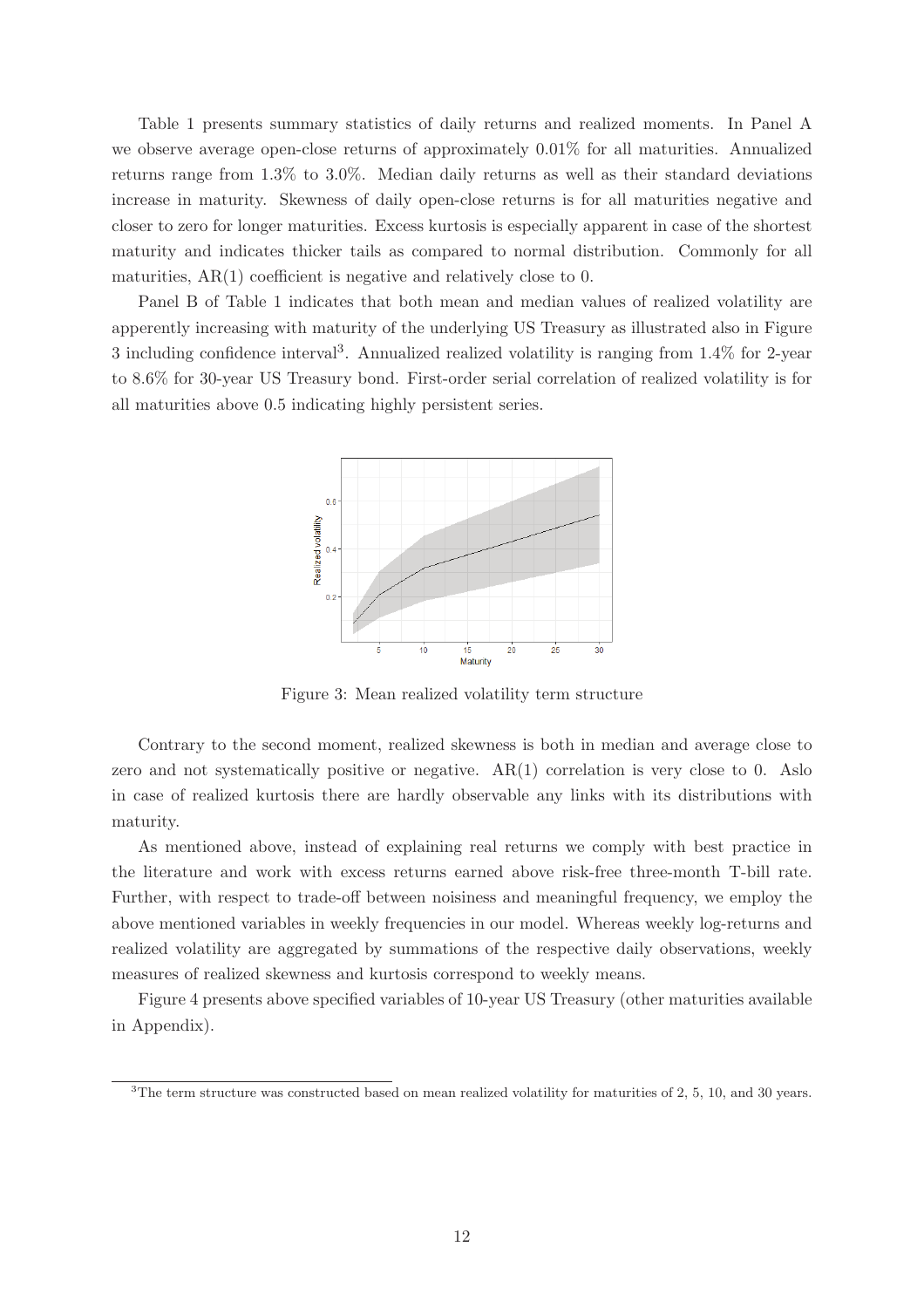Table 1 presents summary statistics of daily returns and realized moments. In Panel A we observe average open-close returns of approximately 0.01% for all maturities. Annualized returns range from 1.3% to 3.0%. Median daily returns as well as their standard deviations increase in maturity. Skewness of daily open-close returns is for all maturities negative and closer to zero for longer maturities. Excess kurtosis is especially apparent in case of the shortest maturity and indicates thicker tails as compared to normal distribution. Commonly for all maturities, AR(1) coefficient is negative and relatively close to 0.

Panel B of Table 1 indicates that both mean and median values of realized volatility are apperently increasing with maturity of the underlying US Treasury as illustrated also in Figure 3 including confidence interval[3]. Annualized realized volatility is ranging from 1.4% for 2-year to 8.6% for 30-year US Treasury bond. First-order serial correlation of realized volatility is for all maturities above 0.5 indicating highly persistent series.

Figure 3: Mean realized volatility term structure

Contrary to the second moment, realized skewness is both in median and average close to zero and not systematically positive or negative. AR(1) correlation is very close to 0. Aslo in case of realized kurtosis there are hardly observable any links with its distributions with maturity.

As mentioned above, instead of explaining real returns we comply with best practice in the literature and work with excess returns earned above risk-free three-month T-bill rate. Further, with respect to trade-off between noisiness and meaningful frequency, we employ the above mentioned variables in weekly frequencies in our model. Whereas weekly log-returns and realized volatility are aggregated by summations of the respective daily observations, weekly measures of realized skewness and kurtosis correspond to weekly means.

Figure 4 presents above specified variables of 10-year US Treasury (other maturities available in Appendix).

[3] The term structure was constructed based on mean realized volatility for maturities of 2, 5, 10, and 30 years.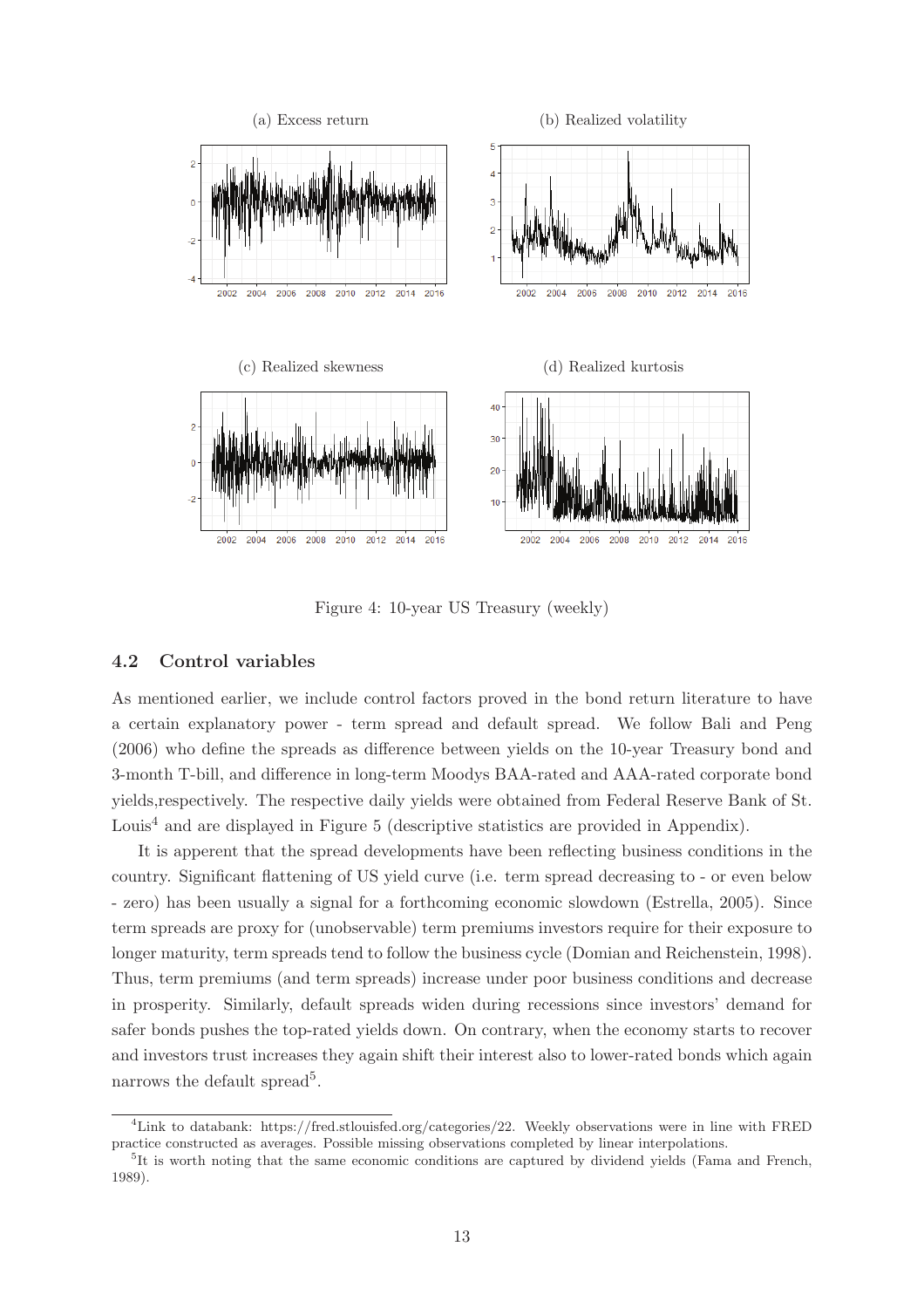(a) Excess return

(b) Realized volatility

(c) Realized skewness

(d) Realized kurtosis

Figure 4: 10-year US Treasury (weekly)

### 4.2 Control variables

As mentioned earlier, we include control factors proved in the bond return literature to have a certain explanatory power - term spread and default spread. We follow Bali and Peng (2006) who define the spreads as difference between yields on the 10-year Treasury bond and 3-month T-bill, and difference in long-term Moodys BAA-rated and AAA-rated corporate bond yields,respectively. The respective daily yields were obtained from Federal Reserve Bank of St. Louis[4] and are displayed in Figure 5 (descriptive statistics are provided in Appendix).

It is apperent that the spread developments have been reflecting business conditions in the country. Significant flattening of US yield curve (i.e. term spread decreasing to - or even below - zero) has been usually a signal for a forthcoming economic slowdown (Estrella, 2005). Since term spreads are proxy for (unobservable) term premiums investors require for their exposure to longer maturity, term spreads tend to follow the business cycle (Domian and Reichenstein, 1998). Thus, term premiums (and term spreads) increase under poor business conditions and decrease in prosperity. Similarly, default spreads widen during recessions since investors' demand for safer bonds pushes the top-rated yields down. On contrary, when the economy starts to recover and investors trust increases they again shift their interest also to lower-rated bonds which again narrows the default spread[5].

[4] Link to databank: https://fred.stlouisfed.org/categories/22. Weekly observations were in line with FRED practice constructed as averages. Possible missing observations completed by linear interpolations.

[5] It is worth noting that the same economic conditions are captured by dividend yields (Fama and French, 1989).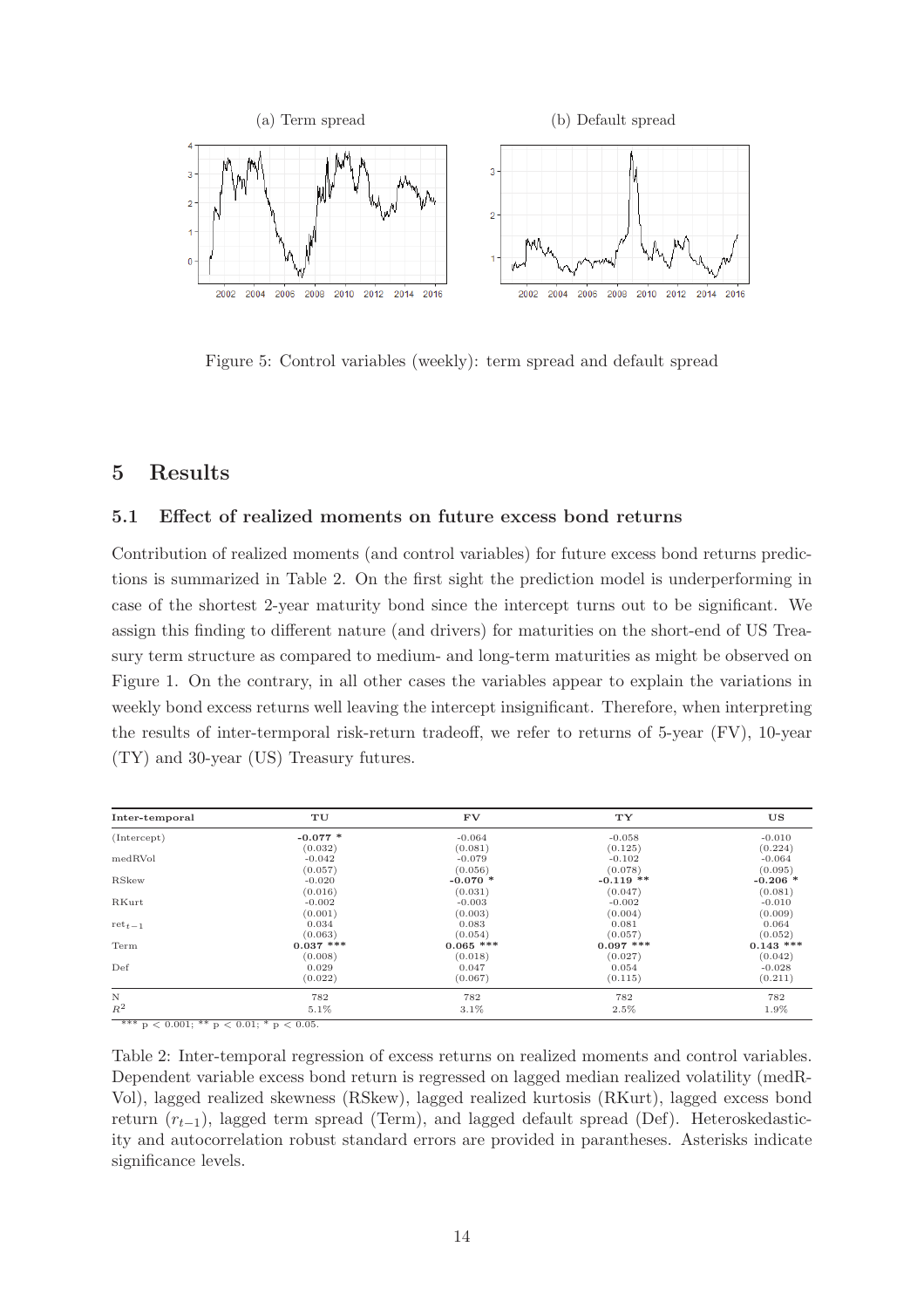Figure 5: Control variables (weekly): term spread and default spread

## 5 Results

### 5.1 Effect of realized moments on future excess bond returns

Contribution of realized moments (and control variables) for future excess bond returns predictions is summarized in Table 2. On the first sight the prediction model is underperforming in case of the shortest 2-year maturity bond since the intercept turns out to be significant. We assign this finding to different nature (and drivers) for maturities on the short-end of US Treasury term structure as compared to medium- and long-term maturities as might be observed on Figure 1. On the contrary, in all other cases the variables appear to explain the variations in weekly bond excess returns well leaving the intercept insignificant. Therefore, when interpreting the results of inter-termporal risk-return tradeoff, we refer to returns of 5-year (FV), 10-year (TY) and 30-year (US) Treasury futures.

| Inter-temporal | TU | FV | TY | US |
|---|---|---|---|---|
| (Intercept) | **-0.077 *** | -0.064 | -0.058 | -0.010 |
| | (0.032) | (0.081) | (0.125) | (0.224) |
| medRVol | -0.042 | -0.079 | -0.102 | -0.064 |
| | (0.057) | (0.056) | (0.078) | (0.095) |
| RSkew | -0.020 | **-0.070 *** | **-0.119 ***** | **-0.206 *** |
| | (0.016) | (0.031) | (0.047) | (0.081) |
| RKurt | -0.002 | -0.003 | -0.002 | -0.010 |
| | (0.001) | (0.003) | (0.004) | (0.009) |
| $\text{ret}_{t-1}$ | 0.034 | 0.083 | 0.081 | 0.064 |
| | (0.063) | (0.054) | (0.057) | (0.052) |
| Term | **0.037 ***** | **0.065 ***** | **0.097 ***** | **0.143 ***** |
| | (0.008) | (0.018) | (0.027) | (0.042) |
| Def | 0.029 | 0.047 | 0.054 | -0.028 |
| | (0.022) | (0.067) | (0.115) | (0.211) |
| N | 782 | 782 | 782 | 782 |
| $R^2$ | 5.1% | 3.1% | 2.5% | 1.9% |

*** $p < 0.001$; ** $p < 0.01$; * $p < 0.05$.

Table 2: Inter-temporal regression of excess returns on realized moments and control variables. Dependent variable excess bond return is regressed on lagged median realized volatility (medRVol), lagged realized skewness (RSkew), lagged realized kurtosis (RKurt), lagged excess bond return ($r_{t-1}$), lagged term spread (Term), and lagged default spread (Def). Heteroskedasticity and autocorrelation robust standard errors are provided in parantheses. Asterisks indicate significance levels.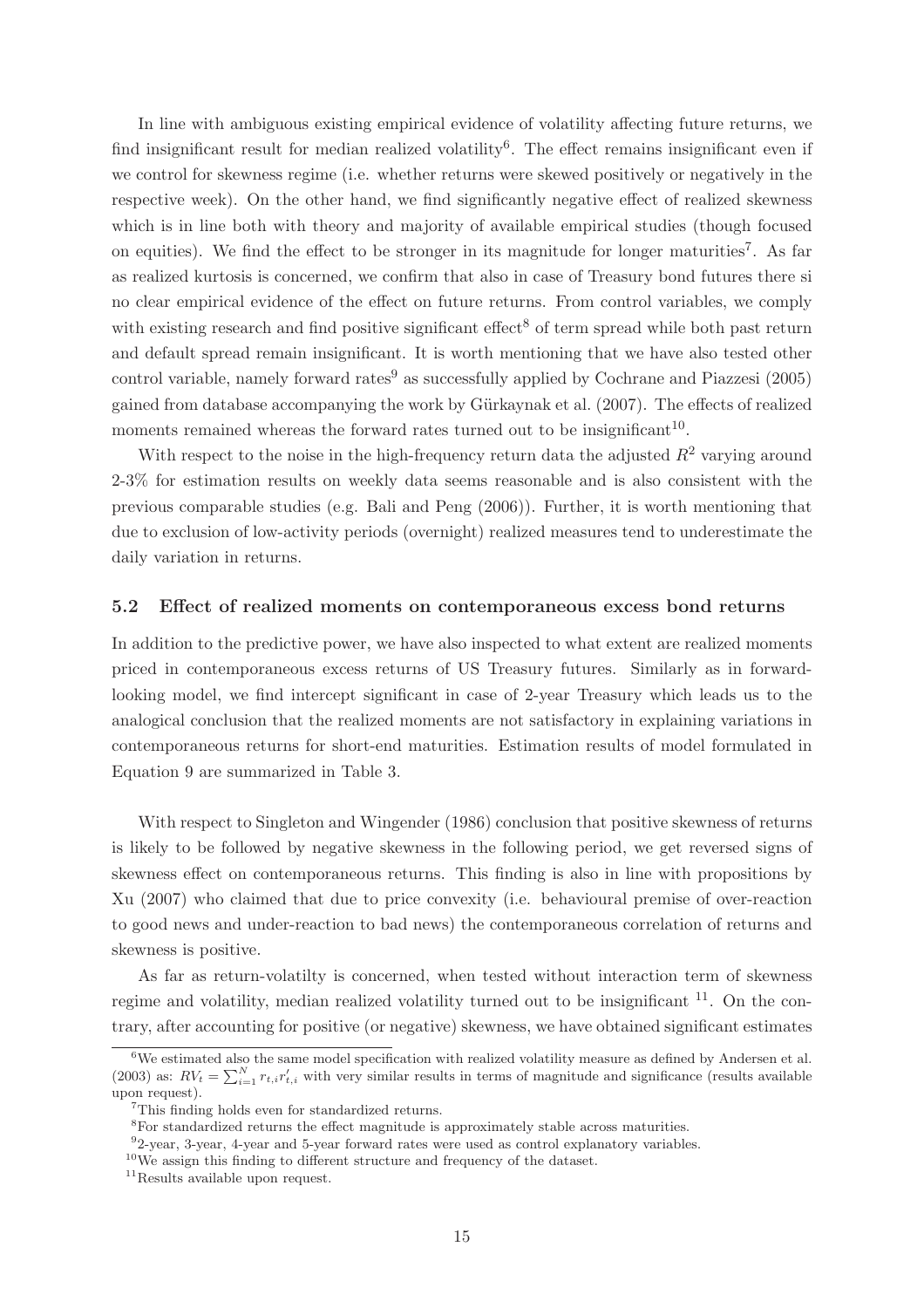In line with ambiguous existing empirical evidence of volatility affecting future returns, we find insignificant result for median realized volatility[6]. The effect remains insignificant even if we control for skewness regime (i.e. whether returns were skewed positively or negatively in the respective week). On the other hand, we find significantly negative effect of realized skewness which is in line both with theory and majority of available empirical studies (though focused on equities). We find the effect to be stronger in its magnitude for longer maturities[7]. As far as realized kurtosis is concerned, we confirm that also in case of Treasury bond futures there si no clear empirical evidence of the effect on future returns. From control variables, we comply with existing research and find positive significant effect[8] of term spread while both past return and default spread remain insignificant. It is worth mentioning that we have also tested other control variable, namely forward rates[9] as successfully applied by Cochrane and Piazzesi (2005) gained from database accompanying the work by Gürkaynak et al. (2007). The effects of realized moments remained whereas the forward rates turned out to be insignificant[10].

With respect to the noise in the high-frequency return data the adjusted $R^2$ varying around 2-3% for estimation results on weekly data seems reasonable and is also consistent with the previous comparable studies (e.g. Bali and Peng (2006)). Further, it is worth mentioning that due to exclusion of low-activity periods (overnight) realized measures tend to underestimate the daily variation in returns.

### 5.2 Effect of realized moments on contemporaneous excess bond returns

In addition to the predictive power, we have also inspected to what extent are realized moments priced in contemporaneous excess returns of US Treasury futures. Similarly as in forward-looking model, we find intercept significant in case of 2-year Treasury which leads us to the analogical conclusion that the realized moments are not satisfactory in explaining variations in contemporaneous returns for short-end maturities. Estimation results of model formulated in Equation 9 are summarized in Table 3.

With respect to Singleton and Wingender (1986) conclusion that positive skewness of returns is likely to be followed by negative skewness in the following period, we get reversed signs of skewness effect on contemporaneous returns. This finding is also in line with propositions by Xu (2007) who claimed that due to price convexity (i.e. behavioural premise of over-reaction to good news and under-reaction to bad news) the contemporaneous correlation of returns and skewness is positive.

As far as return-volatilty is concerned, when tested without interaction term of skewness regime and volatility, median realized volatility turned out to be insignificant [11]. On the contrary, after accounting for positive (or negative) skewness, we have obtained significant estimates

---

[6] We estimated also the same model specification with realized volatility measure as defined by Andersen et al. (2003) as: $RV_t = \sum_{i=1}^{N} r_{t,i} r'_{t,i}$ with very similar results in terms of magnitude and significance (results available upon request).

[7] This finding holds even for standardized returns.

[8] For standardized returns the effect magnitude is approximately stable across maturities.

[9] 2-year, 3-year, 4-year and 5-year forward rates were used as control explanatory variables.

[10] We assign this finding to different structure and frequency of the dataset.

[11] Results available upon request.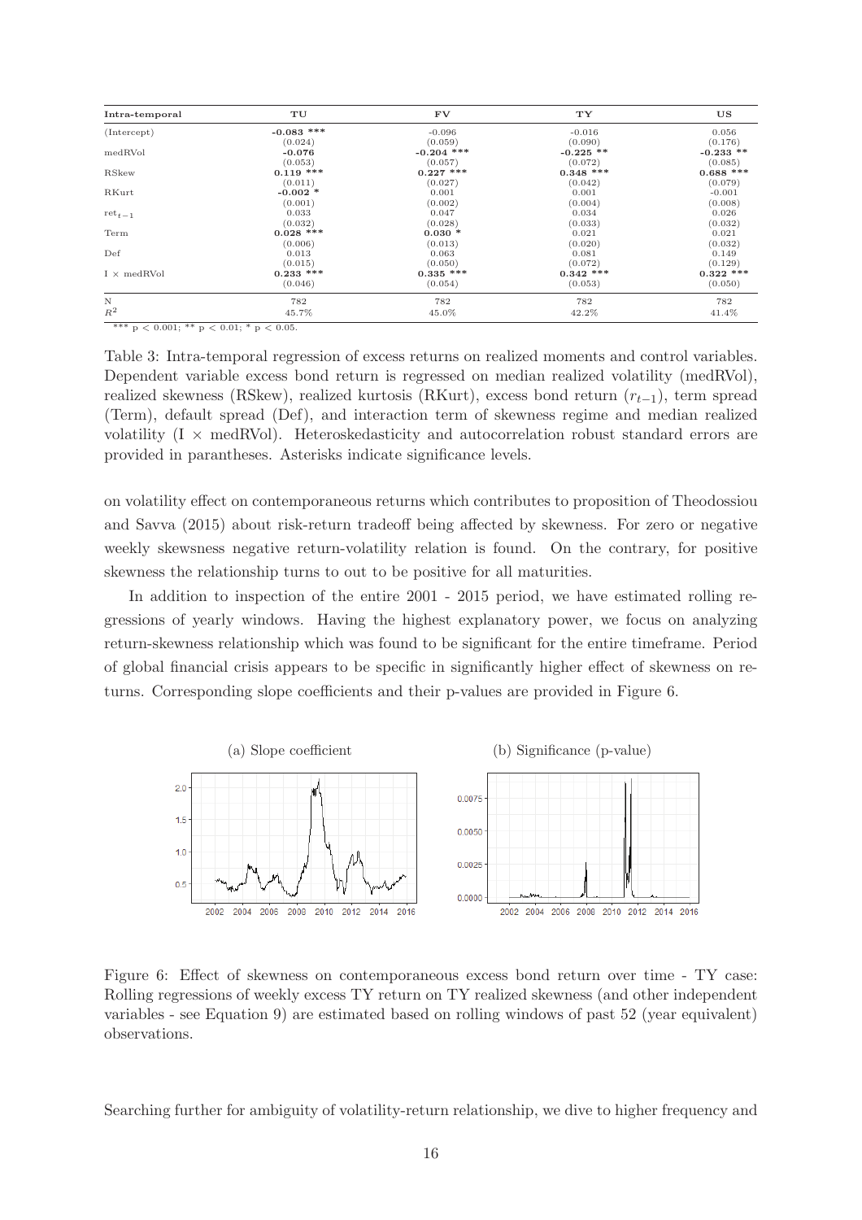| Intra-temporal | TU | FV | TY | US |
|---|---|---|---|---|
| (Intercept) | **-0.083 \*\*\*** | -0.096 | -0.016 | 0.056 |
| | (0.024) | (0.059) | (0.090) | (0.176) |
| medRVol | **-0.076** | **-0.204 \*\*\*** | **-0.225 \*\*** | **-0.233 \*\*** |
| | (0.053) | (0.057) | (0.072) | (0.085) |
| RSkew | **0.119 \*\*\*** | **0.227 \*\*\*** | **0.348 \*\*\*** | **0.688 \*\*\*** |
| | (0.011) | (0.027) | (0.042) | (0.079) |
| RKurt | **-0.002 \*** | 0.001 | 0.001 | -0.001 |
| | (0.001) | (0.002) | (0.004) | (0.008) |
| $ret_{t-1}$ | 0.033 | 0.047 | 0.034 | 0.026 |
| | (0.032) | (0.028) | (0.033) | (0.032) |
| Term | **0.028 \*\*\*** | **0.030 \*** | 0.021 | 0.021 |
| | (0.006) | (0.013) | (0.020) | (0.032) |
| Def | 0.013 | 0.063 | 0.081 | 0.149 |
| | (0.015) | (0.050) | (0.072) | (0.129) |
| I × medRVol | **0.233 \*\*\*** | **0.335 \*\*\*** | **0.342 \*\*\*** | **0.322 \*\*\*** |
| | (0.046) | (0.054) | (0.053) | (0.050) |
| N | 782 | 782 | 782 | 782 |
| $R^2$ | 45.7% | 45.0% | 42.2% | 41.4% |

*** $p < 0.001$; ** $p < 0.01$; * $p < 0.05$.

Table 3: Intra-temporal regression of excess returns on realized moments and control variables. Dependent variable excess bond return is regressed on median realized volatility (medRVol), realized skewness (RSkew), realized kurtosis (RKurt), excess bond return ($r_{t-1}$), term spread (Term), default spread (Def), and interaction term of skewness regime and median realized volatility (I × medRVol). Heteroskedasticity and autocorrelation robust standard errors are provided in parantheses. Asterisks indicate significance levels.

on volatility effect on contemporaneous returns which contributes to proposition of Theodossiou and Savva (2015) about risk-return tradeoff being affected by skewness. For zero or negative weekly skewsness negative return-volatility relation is found. On the contrary, for positive skewness the relationship turns to out to be positive for all maturities.

In addition to inspection of the entire 2001 - 2015 period, we have estimated rolling regressions of yearly windows. Having the highest explanatory power, we focus on analyzing return-skewness relationship which was found to be significant for the entire timeframe. Period of global financial crisis appears to be specific in significantly higher effect of skewness on returns. Corresponding slope coefficients and their p-values are provided in Figure 6.

(a) Slope coefficient

(b) Significance (p-value)

Figure 6: Effect of skewness on contemporaneous excess bond return over time - TY case: Rolling regressions of weekly excess TY return on TY realized skewness (and other independent variables - see Equation 9) are estimated based on rolling windows of past 52 (year equivalent) observations.

Searching further for ambiguity of volatility-return relationship, we dive to higher frequency and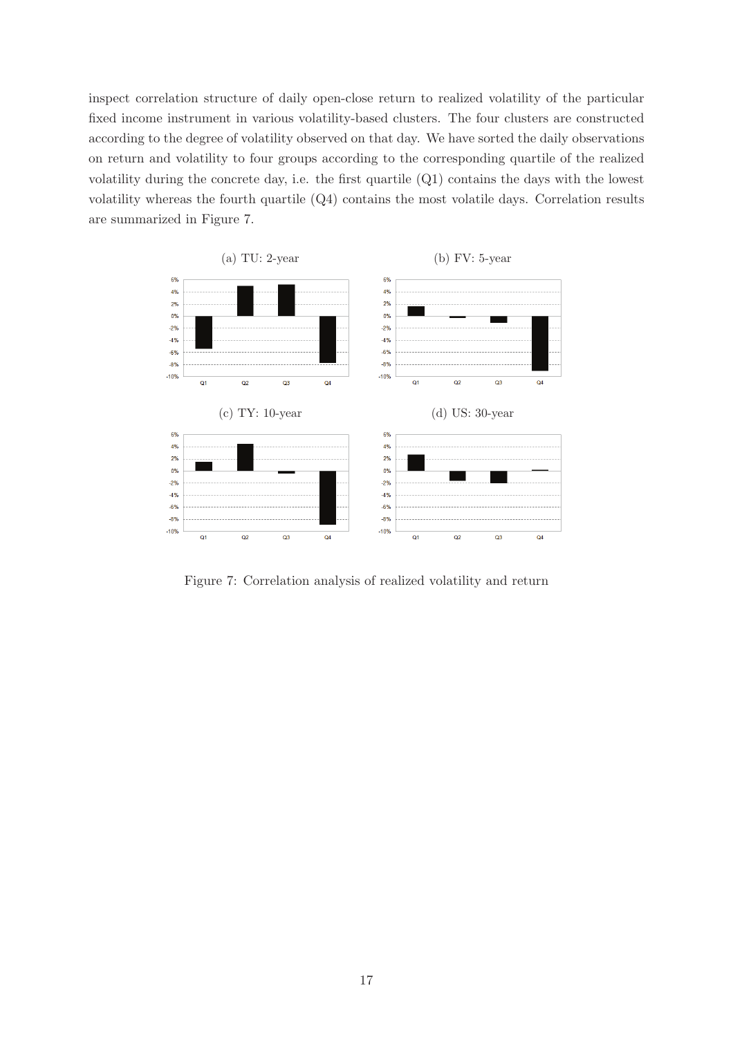inspect correlation structure of daily open-close return to realized volatility of the particular fixed income instrument in various volatility-based clusters. The four clusters are constructed according to the degree of volatility observed on that day. We have sorted the daily observations on return and volatility to four groups according to the corresponding quartile of the realized volatility during the concrete day, i.e. the first quartile (Q1) contains the days with the lowest volatility whereas the fourth quartile (Q4) contains the most volatile days. Correlation results are summarized in Figure 7.

(a) TU: 2-year

(b) FV: 5-year

(c) TY: 10-year

(d) US: 30-year

Figure 7: Correlation analysis of realized volatility and return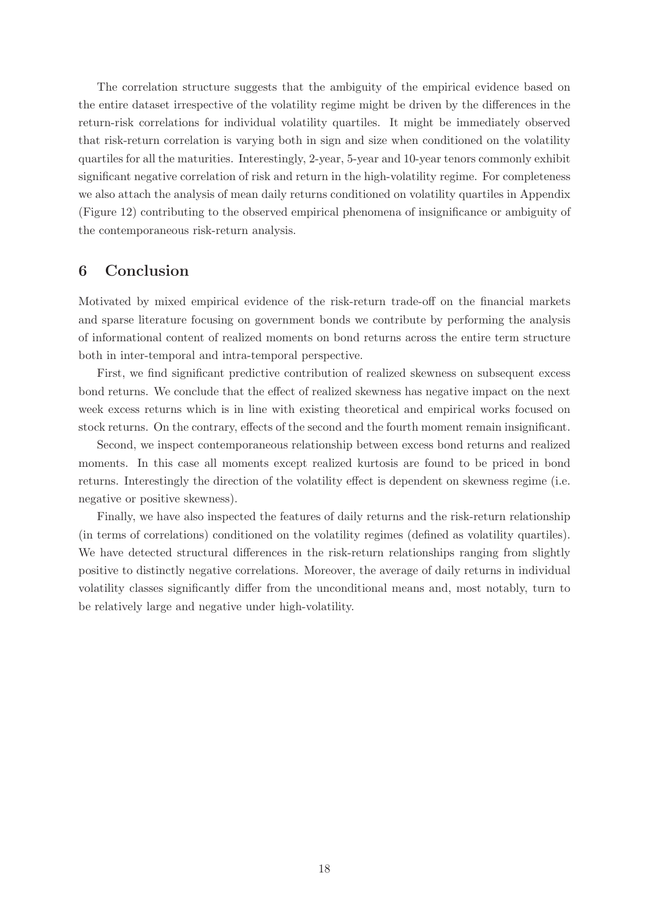The correlation structure suggests that the ambiguity of the empirical evidence based on the entire dataset irrespective of the volatility regime might be driven by the differences in the return-risk correlations for individual volatility quartiles. It might be immediately observed that risk-return correlation is varying both in sign and size when conditioned on the volatility quartiles for all the maturities. Interestingly, 2-year, 5-year and 10-year tenors commonly exhibit significant negative correlation of risk and return in the high-volatility regime. For completeness we also attach the analysis of mean daily returns conditioned on volatility quartiles in Appendix (Figure 12) contributing to the observed empirical phenomena of insignificance or ambiguity of the contemporaneous risk-return analysis.

## 6 Conclusion

Motivated by mixed empirical evidence of the risk-return trade-off on the financial markets and sparse literature focusing on government bonds we contribute by performing the analysis of informational content of realized moments on bond returns across the entire term structure both in inter-temporal and intra-temporal perspective.

First, we find significant predictive contribution of realized skewness on subsequent excess bond returns. We conclude that the effect of realized skewness has negative impact on the next week excess returns which is in line with existing theoretical and empirical works focused on stock returns. On the contrary, effects of the second and the fourth moment remain insignificant.

Second, we inspect contemporaneous relationship between excess bond returns and realized moments. In this case all moments except realized kurtosis are found to be priced in bond returns. Interestingly the direction of the volatility effect is dependent on skewness regime (i.e. negative or positive skewness).

Finally, we have also inspected the features of daily returns and the risk-return relationship (in terms of correlations) conditioned on the volatility regimes (defined as volatility quartiles). We have detected structural differences in the risk-return relationships ranging from slightly positive to distinctly negative correlations. Moreover, the average of daily returns in individual volatility classes significantly differ from the unconditional means and, most notably, turn to be relatively large and negative under high-volatility.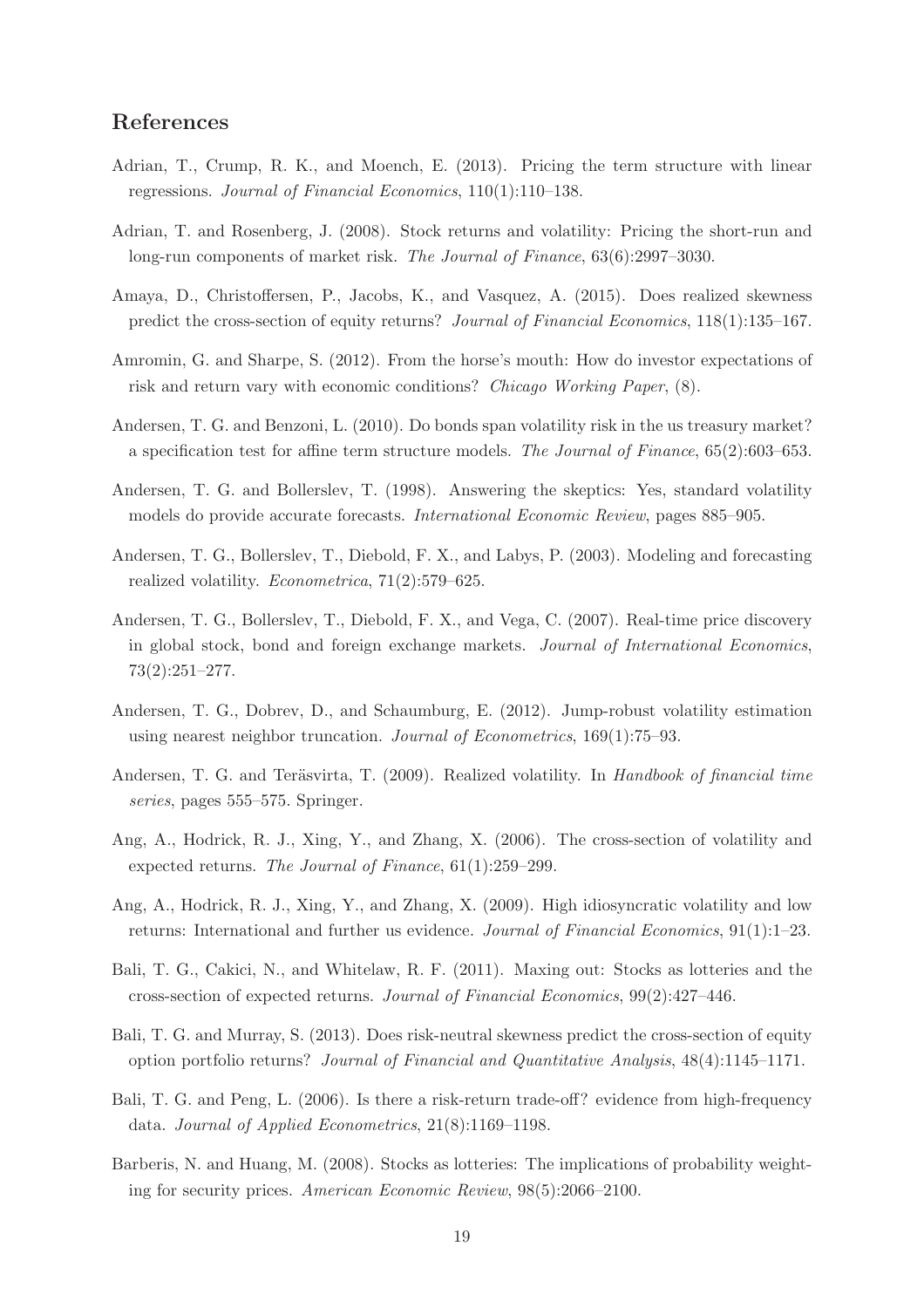## References

Adrian, T., Crump, R. K., and Moench, E. (2013). Pricing the term structure with linear regressions. *Journal of Financial Economics*, 110(1):110–138.

Adrian, T. and Rosenberg, J. (2008). Stock returns and volatility: Pricing the short-run and long-run components of market risk. *The Journal of Finance*, 63(6):2997–3030.

Amaya, D., Christoffersen, P., Jacobs, K., and Vasquez, A. (2015). Does realized skewness predict the cross-section of equity returns? *Journal of Financial Economics*, 118(1):135–167.

Amromin, G. and Sharpe, S. (2012). From the horse's mouth: How do investor expectations of risk and return vary with economic conditions? *Chicago Working Paper*, (8).

Andersen, T. G. and Benzoni, L. (2010). Do bonds span volatility risk in the us treasury market? a specification test for affine term structure models. *The Journal of Finance*, 65(2):603–653.

Andersen, T. G. and Bollerslev, T. (1998). Answering the skeptics: Yes, standard volatility models do provide accurate forecasts. *International Economic Review*, pages 885–905.

Andersen, T. G., Bollerslev, T., Diebold, F. X., and Labys, P. (2003). Modeling and forecasting realized volatility. *Econometrica*, 71(2):579–625.

Andersen, T. G., Bollerslev, T., Diebold, F. X., and Vega, C. (2007). Real-time price discovery in global stock, bond and foreign exchange markets. *Journal of International Economics*, 73(2):251–277.

Andersen, T. G., Dobrev, D., and Schaumburg, E. (2012). Jump-robust volatility estimation using nearest neighbor truncation. *Journal of Econometrics*, 169(1):75–93.

Andersen, T. G. and Teräsvirta, T. (2009). Realized volatility. In *Handbook of financial time series*, pages 555–575. Springer.

Ang, A., Hodrick, R. J., Xing, Y., and Zhang, X. (2006). The cross-section of volatility and expected returns. *The Journal of Finance*, 61(1):259–299.

Ang, A., Hodrick, R. J., Xing, Y., and Zhang, X. (2009). High idiosyncratic volatility and low returns: International and further us evidence. *Journal of Financial Economics*, 91(1):1–23.

Bali, T. G., Cakici, N., and Whitelaw, R. F. (2011). Maxing out: Stocks as lotteries and the cross-section of expected returns. *Journal of Financial Economics*, 99(2):427–446.

Bali, T. G. and Murray, S. (2013). Does risk-neutral skewness predict the cross-section of equity option portfolio returns? *Journal of Financial and Quantitative Analysis*, 48(4):1145–1171.

Bali, T. G. and Peng, L. (2006). Is there a risk-return trade-off? evidence from high-frequency data. *Journal of Applied Econometrics*, 21(8):1169–1198.

Barberis, N. and Huang, M. (2008). Stocks as lotteries: The implications of probability weighting for security prices. *American Economic Review*, 98(5):2066–2100.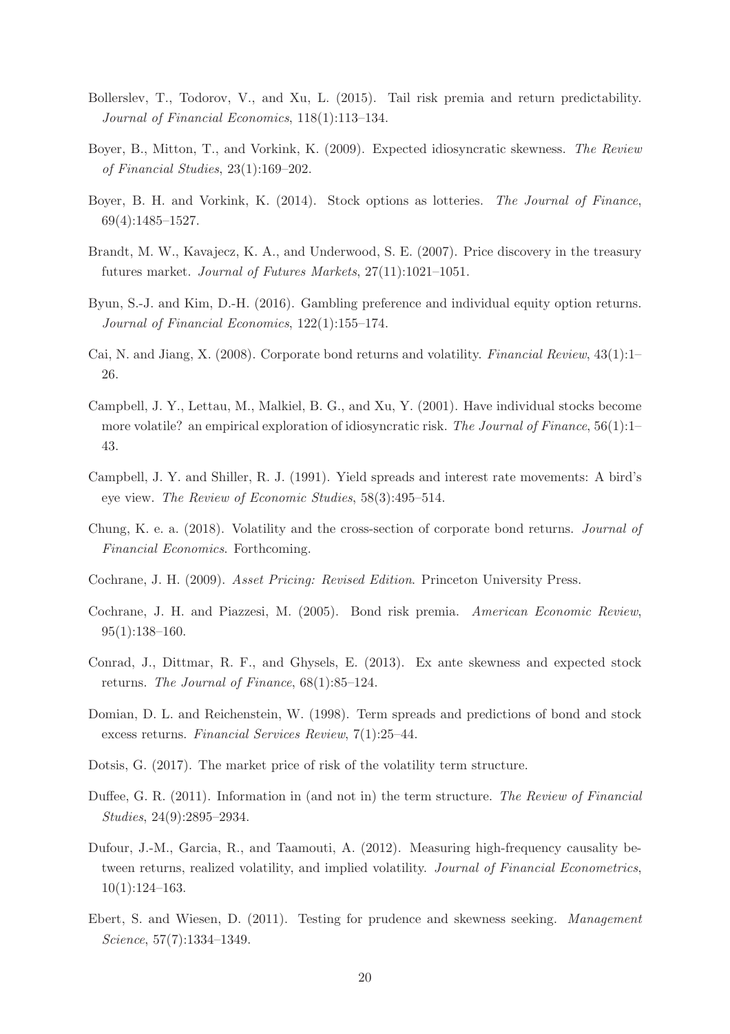Bollerslev, T., Todorov, V., and Xu, L. (2015). Tail risk premia and return predictability. *Journal of Financial Economics*, 118(1):113–134.

Boyer, B., Mitton, T., and Vorkink, K. (2009). Expected idiosyncratic skewness. *The Review of Financial Studies*, 23(1):169–202.

Boyer, B. H. and Vorkink, K. (2014). Stock options as lotteries. *The Journal of Finance*, 69(4):1485–1527.

Brandt, M. W., Kavajecz, K. A., and Underwood, S. E. (2007). Price discovery in the treasury futures market. *Journal of Futures Markets*, 27(11):1021–1051.

Byun, S.-J. and Kim, D.-H. (2016). Gambling preference and individual equity option returns. *Journal of Financial Economics*, 122(1):155–174.

Cai, N. and Jiang, X. (2008). Corporate bond returns and volatility. *Financial Review*, 43(1):1–26.

Campbell, J. Y., Lettau, M., Malkiel, B. G., and Xu, Y. (2001). Have individual stocks become more volatile? an empirical exploration of idiosyncratic risk. *The Journal of Finance*, 56(1):1–43.

Campbell, J. Y. and Shiller, R. J. (1991). Yield spreads and interest rate movements: A bird's eye view. *The Review of Economic Studies*, 58(3):495–514.

Chung, K. e. a. (2018). Volatility and the cross-section of corporate bond returns. *Journal of Financial Economics*. Forthcoming.

Cochrane, J. H. (2009). *Asset Pricing: Revised Edition*. Princeton University Press.

Cochrane, J. H. and Piazzesi, M. (2005). Bond risk premia. *American Economic Review*, 95(1):138–160.

Conrad, J., Dittmar, R. F., and Ghysels, E. (2013). Ex ante skewness and expected stock returns. *The Journal of Finance*, 68(1):85–124.

Domian, D. L. and Reichenstein, W. (1998). Term spreads and predictions of bond and stock excess returns. *Financial Services Review*, 7(1):25–44.

Dotsis, G. (2017). The market price of risk of the volatility term structure.

Duffee, G. R. (2011). Information in (and not in) the term structure. *The Review of Financial Studies*, 24(9):2895–2934.

Dufour, J.-M., Garcia, R., and Taamouti, A. (2012). Measuring high-frequency causality between returns, realized volatility, and implied volatility. *Journal of Financial Econometrics*, 10(1):124–163.

Ebert, S. and Wiesen, D. (2011). Testing for prudence and skewness seeking. *Management Science*, 57(7):1334–1349.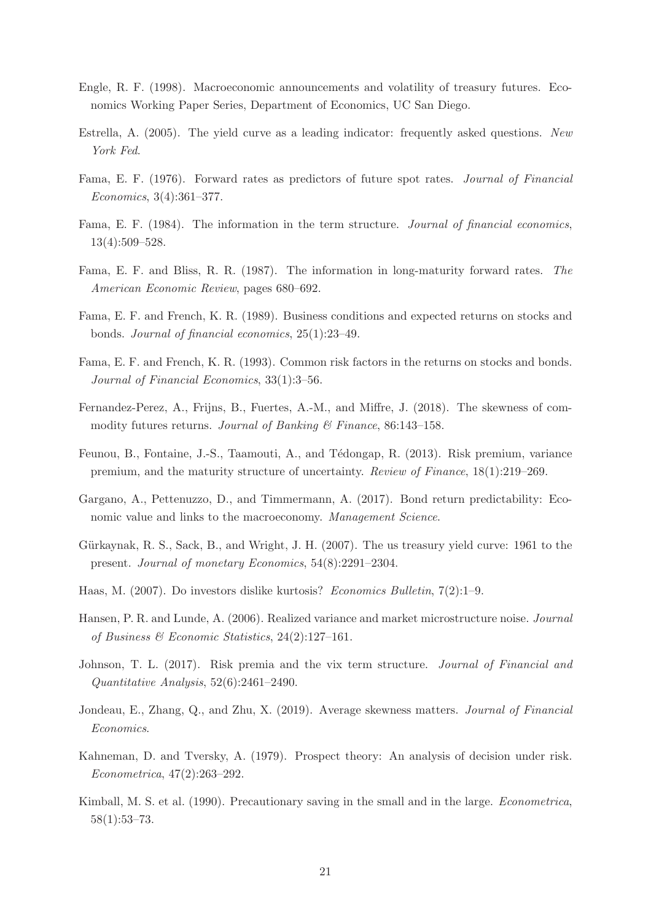Engle, R. F. (1998). Macroeconomic announcements and volatility of treasury futures. Economics Working Paper Series, Department of Economics, UC San Diego.

Estrella, A. (2005). The yield curve as a leading indicator: frequently asked questions. *New York Fed*.

Fama, E. F. (1976). Forward rates as predictors of future spot rates. *Journal of Financial Economics*, 3(4):361–377.

Fama, E. F. (1984). The information in the term structure. *Journal of financial economics*, 13(4):509–528.

Fama, E. F. and Bliss, R. R. (1987). The information in long-maturity forward rates. *The American Economic Review*, pages 680–692.

Fama, E. F. and French, K. R. (1989). Business conditions and expected returns on stocks and bonds. *Journal of financial economics*, 25(1):23–49.

Fama, E. F. and French, K. R. (1993). Common risk factors in the returns on stocks and bonds. *Journal of Financial Economics*, 33(1):3–56.

Fernandez-Perez, A., Frijns, B., Fuertes, A.-M., and Miffre, J. (2018). The skewness of commodity futures returns. *Journal of Banking & Finance*, 86:143–158.

Feunou, B., Fontaine, J.-S., Taamouti, A., and Tédongap, R. (2013). Risk premium, variance premium, and the maturity structure of uncertainty. *Review of Finance*, 18(1):219–269.

Gargano, A., Pettenuzzo, D., and Timmermann, A. (2017). Bond return predictability: Economic value and links to the macroeconomy. *Management Science*.

Gürkaynak, R. S., Sack, B., and Wright, J. H. (2007). The us treasury yield curve: 1961 to the present. *Journal of monetary Economics*, 54(8):2291–2304.

Haas, M. (2007). Do investors dislike kurtosis? *Economics Bulletin*, 7(2):1–9.

Hansen, P. R. and Lunde, A. (2006). Realized variance and market microstructure noise. *Journal of Business & Economic Statistics*, 24(2):127–161.

Johnson, T. L. (2017). Risk premia and the vix term structure. *Journal of Financial and Quantitative Analysis*, 52(6):2461–2490.

Jondeau, E., Zhang, Q., and Zhu, X. (2019). Average skewness matters. *Journal of Financial Economics*.

Kahneman, D. and Tversky, A. (1979). Prospect theory: An analysis of decision under risk. *Econometrica*, 47(2):263–292.

Kimball, M. S. et al. (1990). Precautionary saving in the small and in the large. *Econometrica*, 58(1):53–73.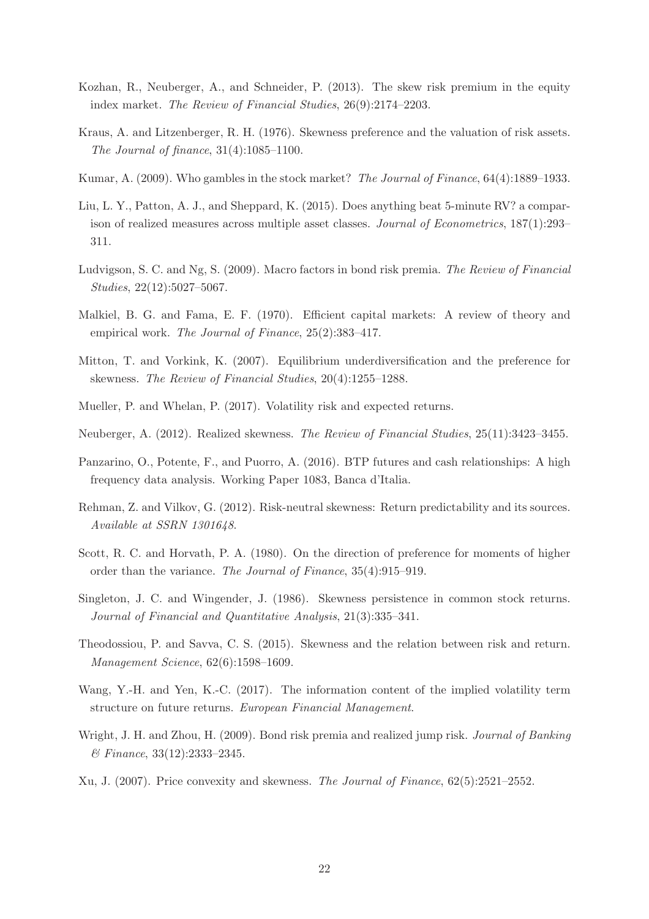Kozhan, R., Neuberger, A., and Schneider, P. (2013). The skew risk premium in the equity index market. *The Review of Financial Studies*, 26(9):2174–2203.

Kraus, A. and Litzenberger, R. H. (1976). Skewness preference and the valuation of risk assets. *The Journal of finance*, 31(4):1085–1100.

Kumar, A. (2009). Who gambles in the stock market? *The Journal of Finance*, 64(4):1889–1933.

Liu, L. Y., Patton, A. J., and Sheppard, K. (2015). Does anything beat 5-minute RV? a comparison of realized measures across multiple asset classes. *Journal of Econometrics*, 187(1):293–311.

Ludvigson, S. C. and Ng, S. (2009). Macro factors in bond risk premia. *The Review of Financial Studies*, 22(12):5027–5067.

Malkiel, B. G. and Fama, E. F. (1970). Efficient capital markets: A review of theory and empirical work. *The Journal of Finance*, 25(2):383–417.

Mitton, T. and Vorkink, K. (2007). Equilibrium underdiversification and the preference for skewness. *The Review of Financial Studies*, 20(4):1255–1288.

Mueller, P. and Whelan, P. (2017). Volatility risk and expected returns.

Neuberger, A. (2012). Realized skewness. *The Review of Financial Studies*, 25(11):3423–3455.

Panzarino, O., Potente, F., and Puorro, A. (2016). BTP futures and cash relationships: A high frequency data analysis. Working Paper 1083, Banca d'Italia.

Rehman, Z. and Vilkov, G. (2012). Risk-neutral skewness: Return predictability and its sources. *Available at SSRN 1301648*.

Scott, R. C. and Horvath, P. A. (1980). On the direction of preference for moments of higher order than the variance. *The Journal of Finance*, 35(4):915–919.

Singleton, J. C. and Wingender, J. (1986). Skewness persistence in common stock returns. *Journal of Financial and Quantitative Analysis*, 21(3):335–341.

Theodossiou, P. and Savva, C. S. (2015). Skewness and the relation between risk and return. *Management Science*, 62(6):1598–1609.

Wang, Y.-H. and Yen, K.-C. (2017). The information content of the implied volatility term structure on future returns. *European Financial Management*.

Wright, J. H. and Zhou, H. (2009). Bond risk premia and realized jump risk. *Journal of Banking & Finance*, 33(12):2333–2345.

Xu, J. (2007). Price convexity and skewness. *The Journal of Finance*, 62(5):2521–2552.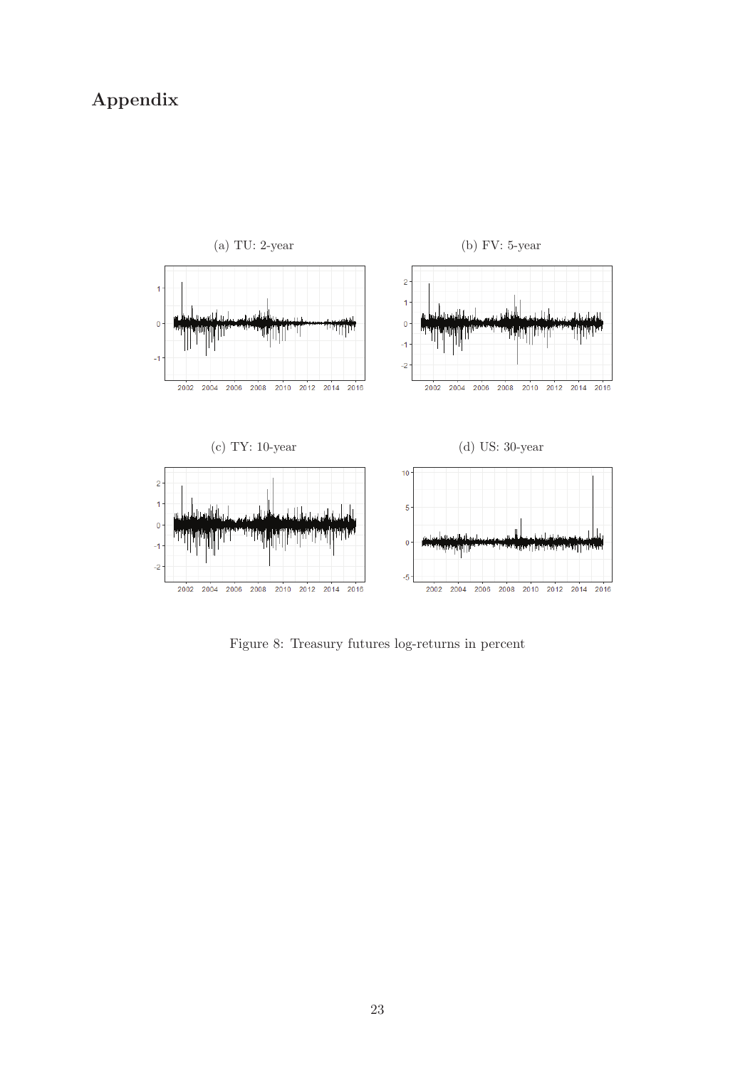# Appendix

(a) TU: 2-year

(b) FV: 5-year

(c) TY: 10-year

(d) US: 30-year

Figure 8: Treasury futures log-returns in percent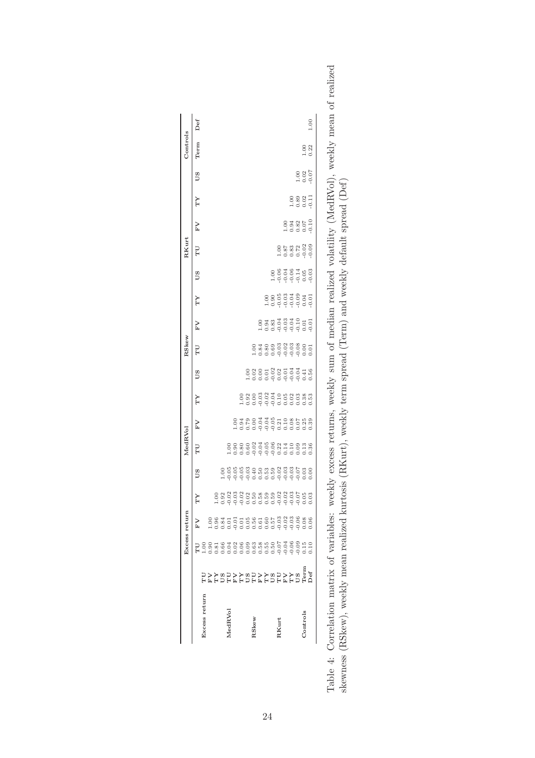| | | Excess return | | | | MedRVol | | | | RSkew | | | | RKurt | | | | Controls | |
|---|---|---|---|---|---|---|---|---|---|---|---|---|---|---|---|---|---|---|---|
| | | TU | FV | TY | US | TU | FV | TY | US | TU | FV | TY | US | TU | FV | TY | US | Term | Def |
| **Excess return** | TU | 1.00 | | | | | | | | | | | | | | | | | |
| | FV | 0.90 | 1.00 | | | | | | | | | | | | | | | | |
| | TY | 0.81 | 0.96 | 1.00 | | | | | | | | | | | | | | | |
| | US | 0.66 | 0.84 | 0.92 | 1.00 | | | | | | | | | | | | | | |
| **MedRVol** | TU | 0.04 | 0.01 | -0.02 | -0.05 | 1.00 | | | | | | | | | | | | | |
| | FV | 0.02 | -0.01 | -0.03 | -0.05 | 0.90 | 1.00 | | | | | | | | | | | | |
| | TY | 0.06 | 0.01 | -0.02 | -0.05 | 0.80 | 0.94 | 1.00 | | | | | | | | | | | |
| | US | 0.09 | 0.05 | 0.02 | -0.03 | 0.60 | 0.79 | 0.92 | 1.00 | | | | | | | | | | |
| **RSkew** | TU | 0.63 | 0.56 | 0.50 | 0.40 | -0.02 | 0.00 | 0.00 | 0.02 | 1.00 | | | | | | | | | |
| | FV | 0.58 | 0.61 | 0.58 | 0.50 | -0.04 | -0.04 | -0.03 | 0.00 | 0.84 | 1.00 | | | | | | | | |
| | TY | 0.55 | 0.60 | 0.59 | 0.53 | -0.05 | -0.04 | -0.02 | 0.01 | 0.80 | 0.94 | 1.00 | | | | | | | |
| | US | 0.50 | 0.57 | 0.59 | 0.59 | -0.06 | -0.05 | -0.04 | -0.02 | 0.69 | 0.83 | 0.90 | 1.00 | | | | | | |
| **RKurt** | TU | -0.07 | -0.03 | -0.02 | -0.02 | 0.22 | 0.21 | 0.10 | 0.02 | -0.03 | -0.04 | -0.05 | -0.06 | 1.00 | | | | | |
| | FV | -0.04 | -0.02 | -0.02 | -0.03 | 0.14 | 0.10 | 0.05 | -0.01 | -0.02 | -0.03 | -0.03 | -0.04 | 0.87 | 1.00 | | | | |
| | TY | -0.06 | -0.03 | -0.03 | -0.03 | 0.10 | 0.08 | 0.02 | -0.04 | -0.03 | -0.04 | -0.04 | -0.06 | 0.83 | 0.94 | 1.00 | | | |
| | US | -0.09 | -0.06 | -0.07 | -0.07 | 0.09 | 0.07 | 0.03 | -0.04 | -0.08 | -0.10 | -0.09 | -0.14 | 0.72 | 0.82 | 0.89 | 1.00 | | |
| **Controls** | Term | 0.15 | 0.08 | 0.05 | 0.03 | 0.13 | 0.25 | 0.38 | 0.41 | 0.00 | 0.01 | 0.04 | 0.05 | -0.02 | 0.07 | 0.02 | 0.02 | 1.00 | |
| | Def | 0.10 | 0.06 | 0.03 | 0.00 | 0.36 | 0.39 | 0.53 | 0.56 | 0.01 | -0.01 | -0.01 | -0.03 | -0.09 | -0.10 | -0.11 | -0.07 | 0.22 | 1.00 |

Table 4: Correlation matrix of variables: weekly excess returns, weekly sum of median realized volatility (MedRVol), weekly mean of realized skewness (RSkew), weekly mean realized kurtosis (RKurt), weekly term spread (Term) and weekly default spread (Def)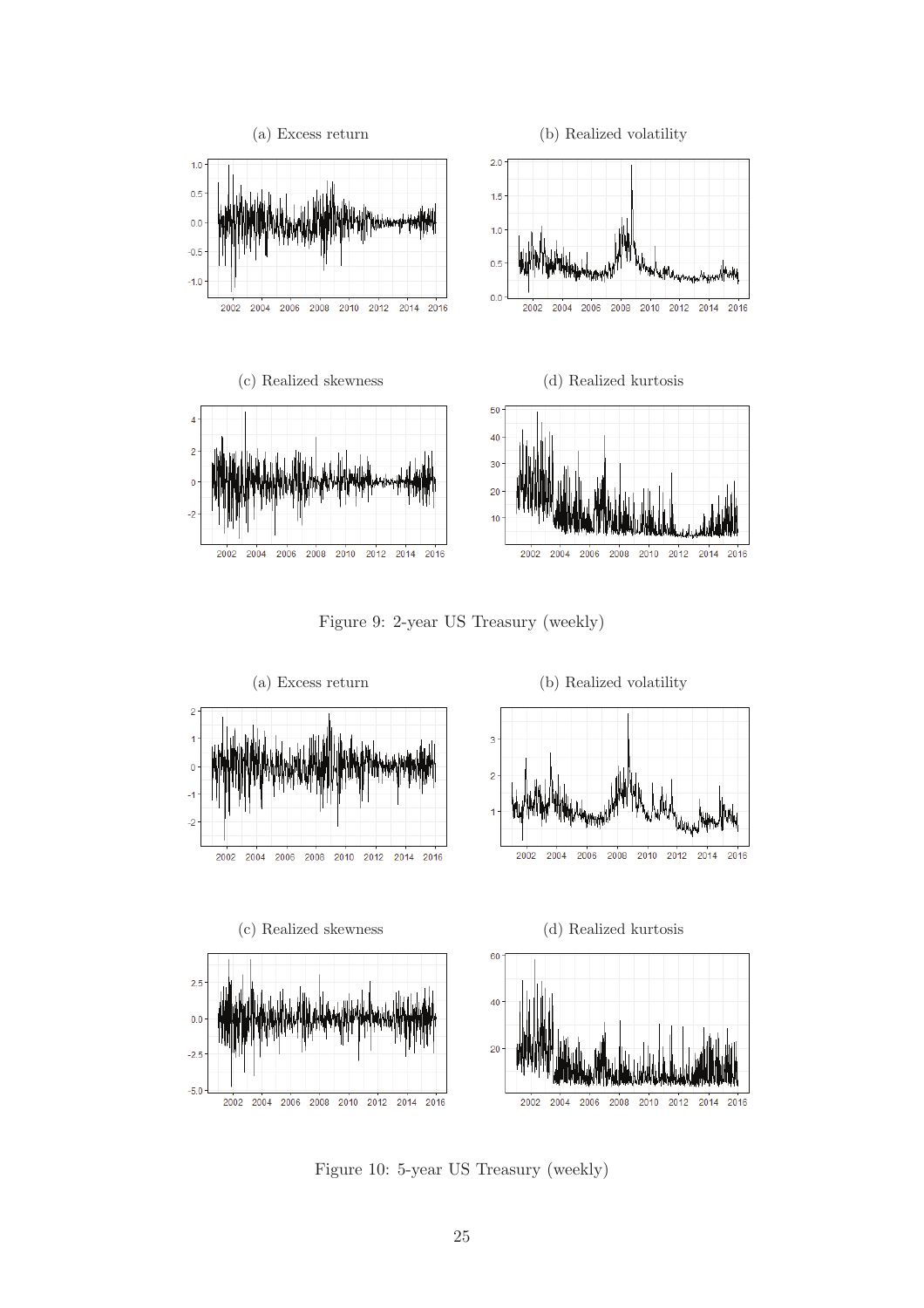(a) Excess return

(b) Realized volatility

(c) Realized skewness

(d) Realized kurtosis

Figure 9: 2-year US Treasury (weekly)

(a) Excess return

(b) Realized volatility

(c) Realized skewness

(d) Realized kurtosis

Figure 10: 5-year US Treasury (weekly)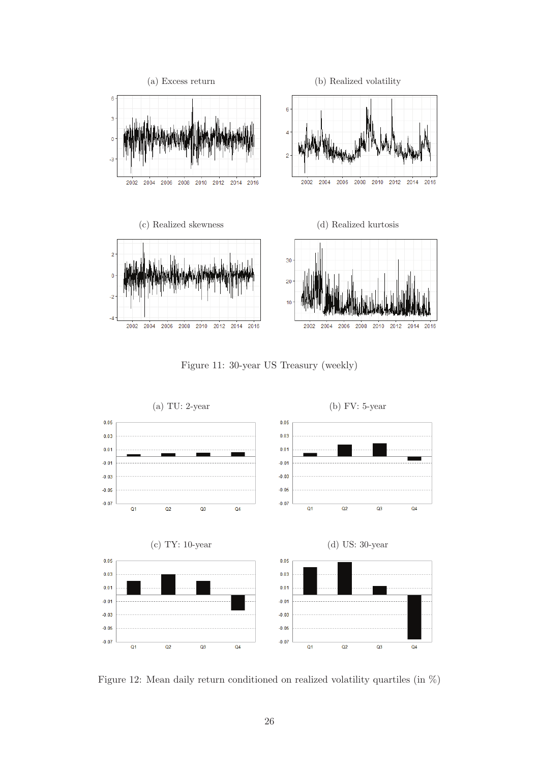(a) Excess return

(b) Realized volatility

(c) Realized skewness

(d) Realized kurtosis

Figure 11: 30-year US Treasury (weekly)

(a) TU: 2-year

(b) FV: 5-year

(c) TY: 10-year

(d) US: 30-year

Figure 12: Mean daily return conditioned on realized volatility quartiles (in %)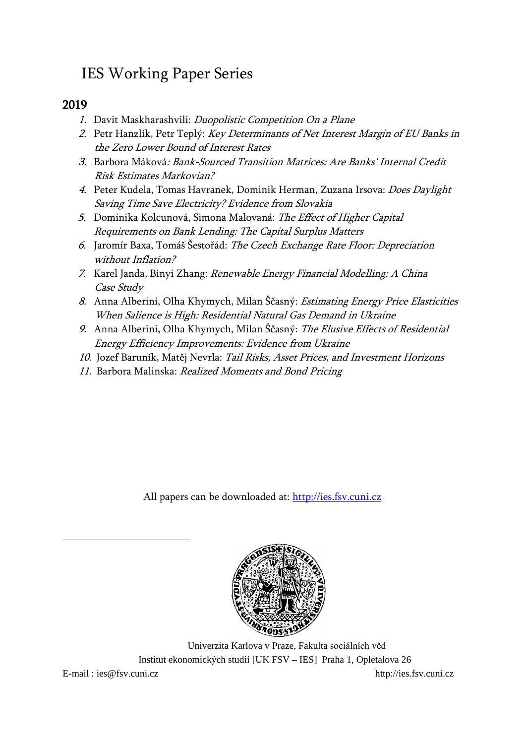# IES Working Paper Series

## 2019

1. Davit Maskharashvili: *Duopolistic Competition On a Plane*
2. Petr Hanzlík, Petr Teplý: *Key Determinants of Net Interest Margin of EU Banks in the Zero Lower Bound of Interest Rates*
3. Barbora Máková*: Bank-Sourced Transition Matrices: Are Banks' Internal Credit Risk Estimates Markovian?*
4. Peter Kudela, Tomas Havranek, Dominik Herman, Zuzana Irsova: *Does Daylight Saving Time Save Electricity? Evidence from Slovakia*
5. Dominika Kolcunová, Simona Malovaná: *The Effect of Higher Capital Requirements on Bank Lending: The Capital Surplus Matters*
6. Jaromír Baxa, Tomáš Šestořád: *The Czech Exchange Rate Floor: Depreciation without Inflation?*
7. Karel Janda, Binyi Zhang: *Renewable Energy Financial Modelling: A China Case Study*
8. Anna Alberini, Olha Khymych, Milan Ščasný: *Estimating Energy Price Elasticities When Salience is High: Residential Natural Gas Demand in Ukraine*
9. Anna Alberini, Olha Khymych, Milan Ščasný: *The Elusive Effects of Residential Energy Efficiency Improvements: Evidence from Ukraine*
10. Jozef Baruník, Matěj Nevrla: *Tail Risks, Asset Prices, and Investment Horizons*
11. Barbora Malinska: *Realized Moments and Bond Pricing*

All papers can be downloaded at: http://ies.fsv.cuni.cz

Univerzita Karlova v Praze, Fakulta sociálních věd

Institut ekonomických studií [UK FSV – IES] Praha 1, Opletalova 26

E-mail : ies@fsv.cuni.cz http://ies.fsv.cuni.cz